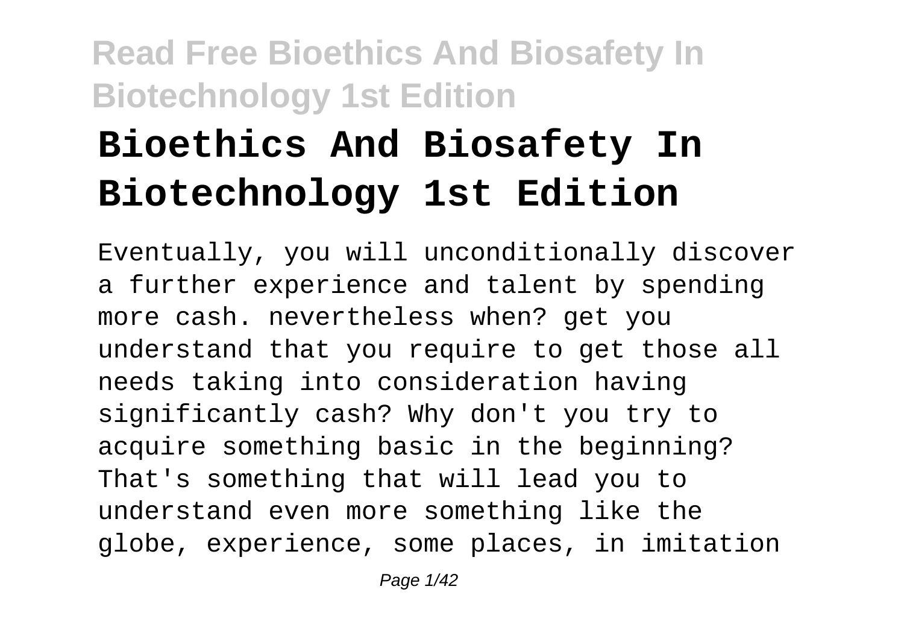# Bioethics And Biosafety In Biotechnology 1st Edition

Eventually, you will unconditionally discover a further experience and talent by spending more cash. nevertheless when? get you understand that you require to get those all needs taking into consideration having significantly cash? Why don't you try to acquire something basic in the beginning? That's something that will lead you to understand even more something like the globe, experience, some places, in imitation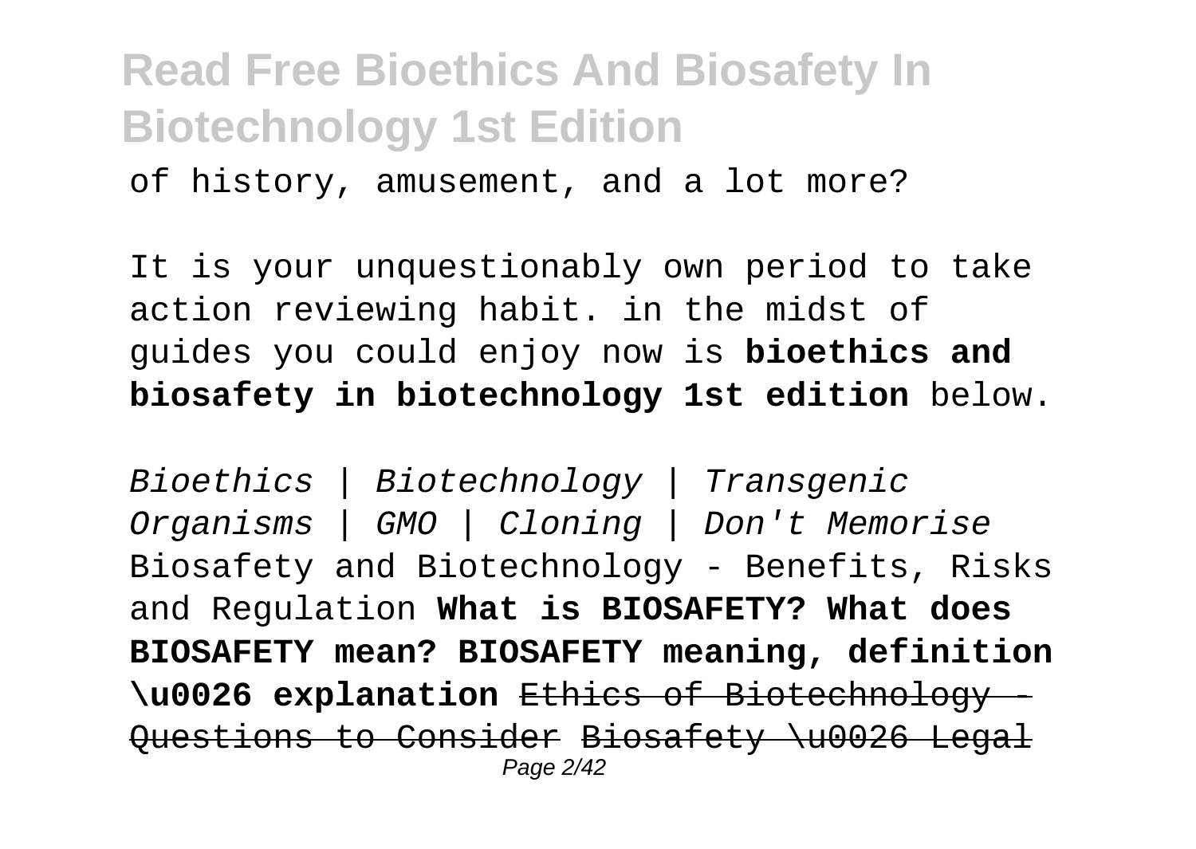of history, amusement, and a lot more?

It is your unquestionably own period to take action reviewing habit. in the midst of guides you could enjoy now is **bioethics and biosafety in biotechnology 1st edition** below.

*Bioethics | Biotechnology | Transgenic Organisms | GMO | Cloning | Don't Memorise* Biosafety and Biotechnology - Benefits, Risks and Regulation **What is BIOSAFETY? What does BIOSAFETY mean? BIOSAFETY meaning, definition \u0026 explanation** ~~Ethics of Biotechnology - Questions to Consider~~ ~~Biosafety \u0026 Legal~~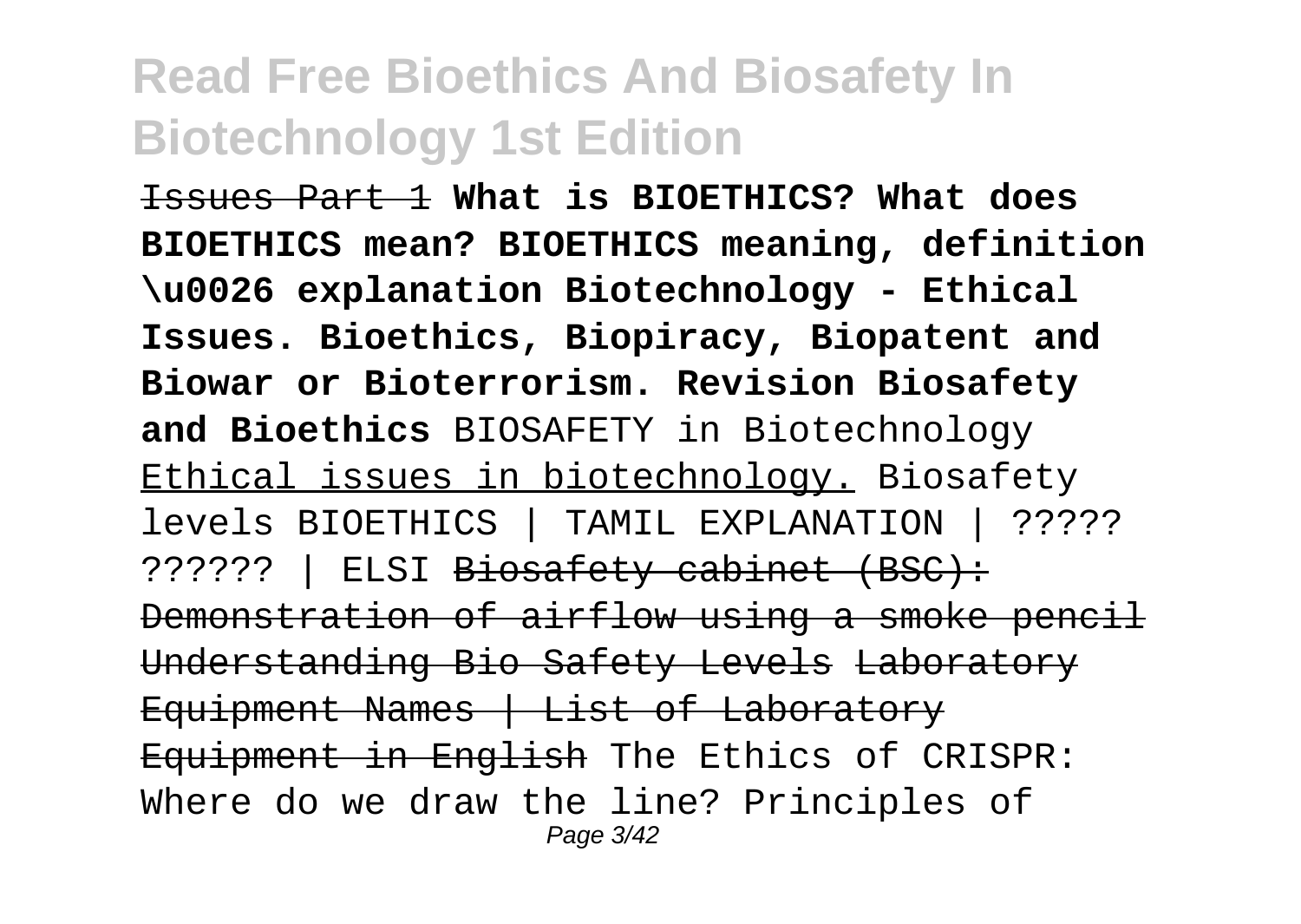~~Issues Part 1~~ **What is BIOETHICS? What does BIOETHICS mean? BIOETHICS meaning, definition \u0026 explanation Biotechnology - Ethical Issues. Bioethics, Biopiracy, Biopatent and Biowar or Bioterrorism. Revision Biosafety and Bioethics** BIOSAFETY in Biotechnology <u>Ethical issues in biotechnology.</u> Biosafety levels BIOETHICS | TAMIL EXPLANATION | ????? ?????? | ELSI ~~Biosafety cabinet (BSC): Demonstration of airflow using a smoke pencil~~ ~~Understanding Bio Safety Levels~~ ~~Laboratory Equipment Names | List of Laboratory Equipment in English~~ The Ethics of CRISPR: Where do we draw the line? Principles of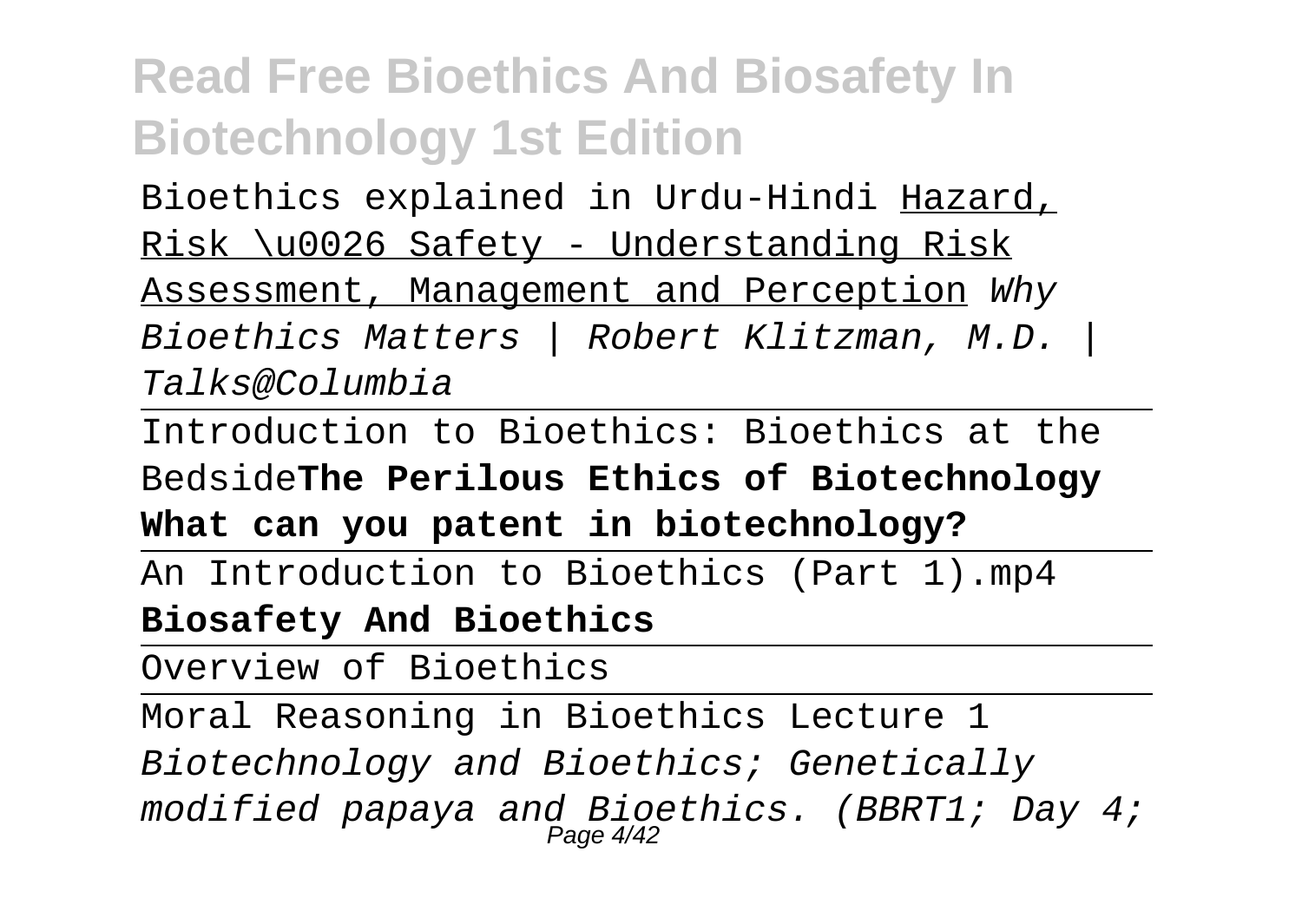Bioethics explained in Urdu-Hindi Hazard, Risk \u0026 Safety - Understanding Risk Assessment, Management and Perception *Why Bioethics Matters | Robert Klitzman, M.D. | Talks@Columbia*

Introduction to Bioethics: Bioethics at the Bedside**The Perilous Ethics of Biotechnology What can you patent in biotechnology?**

An Introduction to Bioethics (Part 1).mp4
**Biosafety And Bioethics**

Overview of Bioethics

Moral Reasoning in Bioethics Lecture 1
*Biotechnology and Bioethics; Genetically modified papaya and Bioethics. (BBRT1; Day 4;*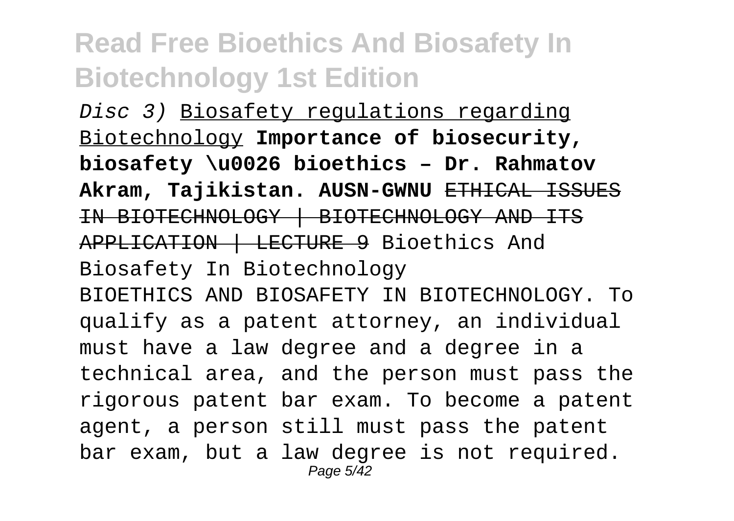Disc 3) Biosafety regulations regarding Biotechnology **Importance of biosecurity, biosafety \u0026 bioethics – Dr. Rahmatov Akram, Tajikistan. AUSN-GWNU** ~~ETHICAL ISSUES IN BIOTECHNOLOGY | BIOTECHNOLOGY AND ITS APPLICATION | LECTURE 9~~ Bioethics And Biosafety In Biotechnology

BIOETHICS AND BIOSAFETY IN BIOTECHNOLOGY. To qualify as a patent attorney, an individual must have a law degree and a degree in a technical area, and the person must pass the rigorous patent bar exam. To become a patent agent, a person still must pass the patent bar exam, but a law degree is not required.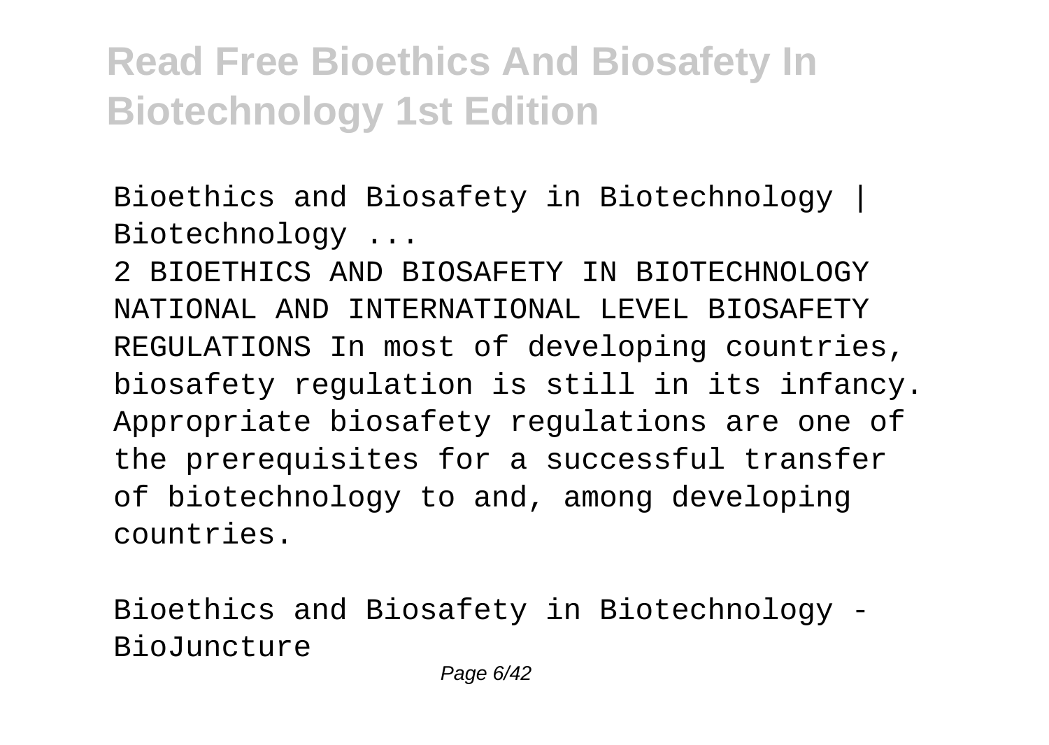Bioethics and Biosafety in Biotechnology | Biotechnology ...

2 BIOETHICS AND BIOSAFETY IN BIOTECHNOLOGY NATIONAL AND INTERNATIONAL LEVEL BIOSAFETY REGULATIONS In most of developing countries, biosafety regulation is still in its infancy. Appropriate biosafety regulations are one of the prerequisites for a successful transfer of biotechnology to and, among developing countries.

Bioethics and Biosafety in Biotechnology - BioJuncture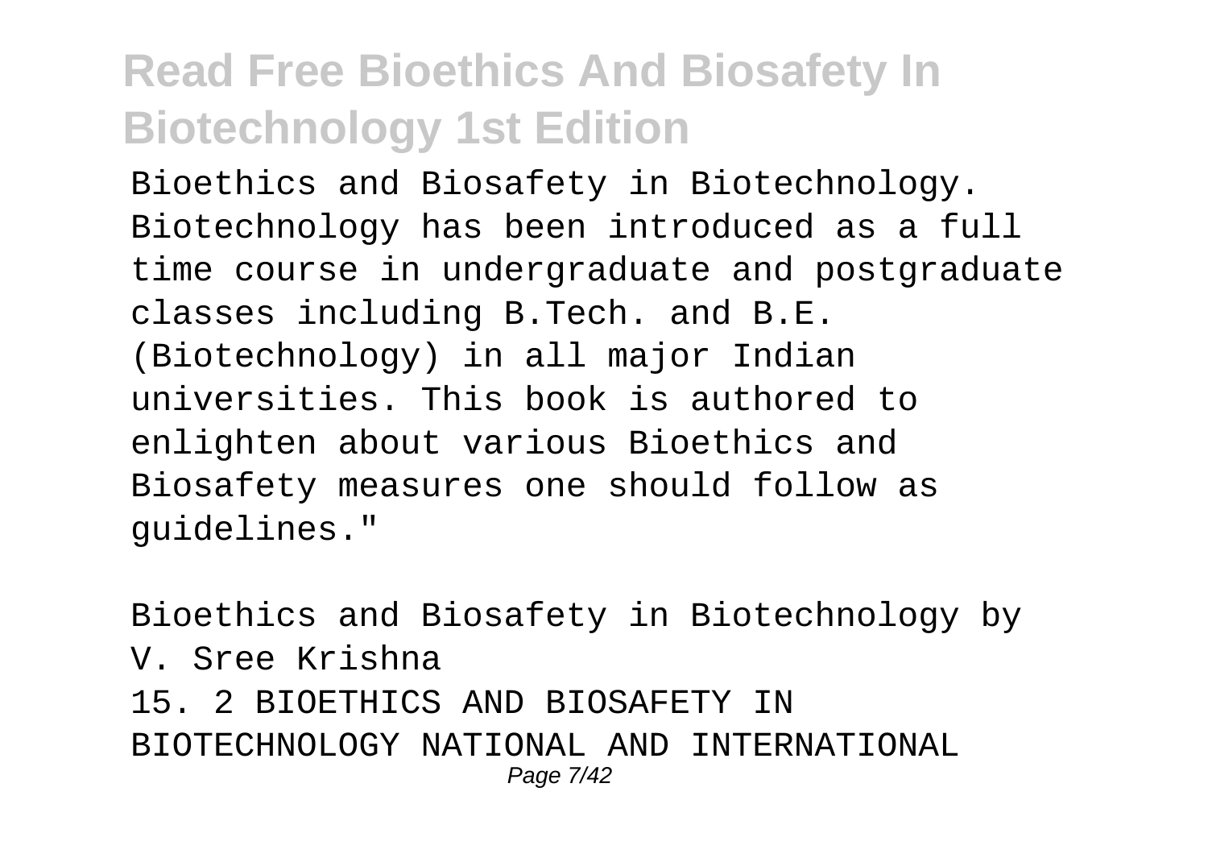Bioethics and Biosafety in Biotechnology. Biotechnology has been introduced as a full time course in undergraduate and postgraduate classes including B.Tech. and B.E. (Biotechnology) in all major Indian universities. This book is authored to enlighten about various Bioethics and Biosafety measures one should follow as guidelines."

Bioethics and Biosafety in Biotechnology by V. Sree Krishna

15. 2 BIOETHICS AND BIOSAFETY IN BIOTECHNOLOGY NATIONAL AND INTERNATIONAL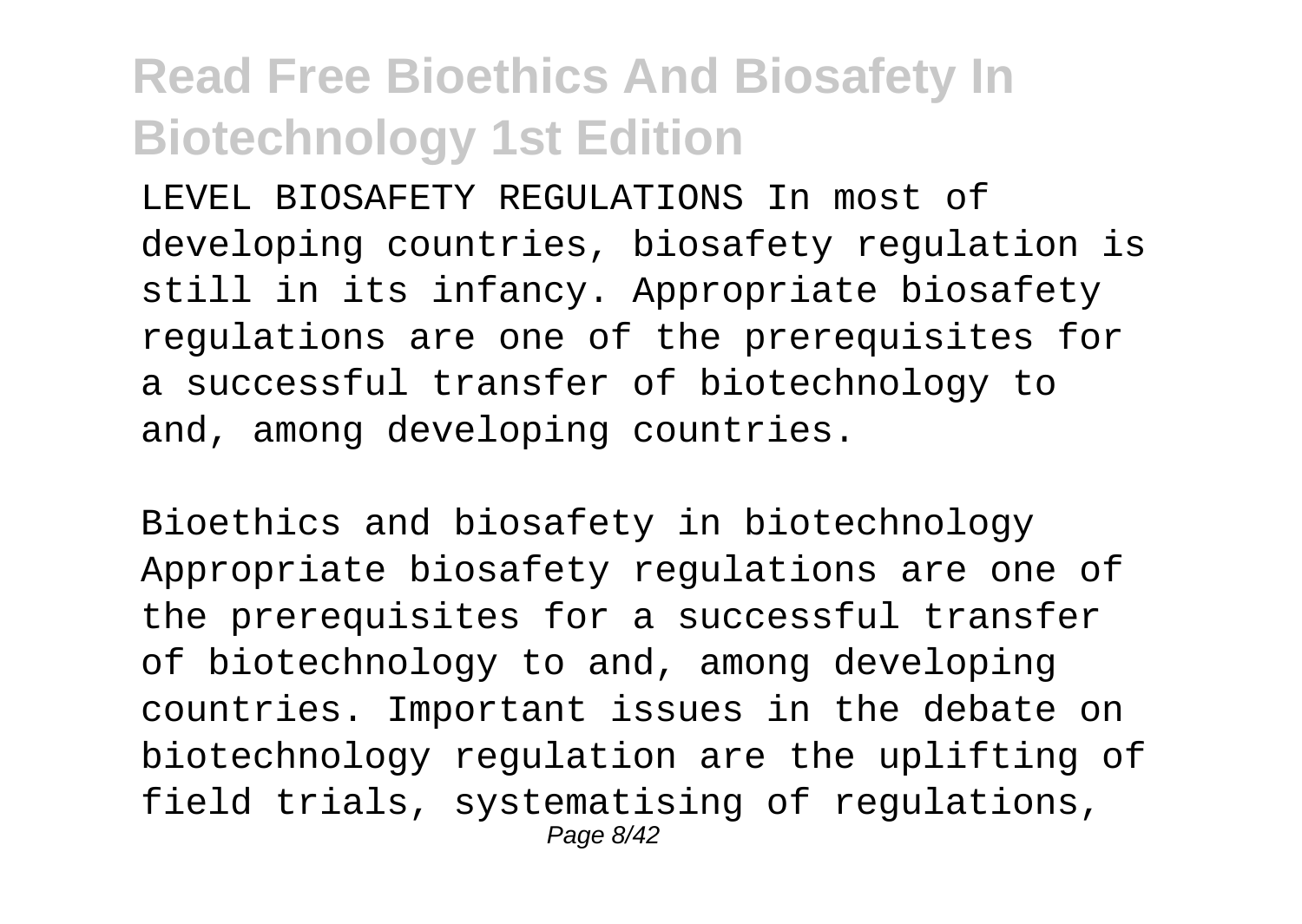LEVEL BIOSAFETY REGULATIONS In most of developing countries, biosafety regulation is still in its infancy. Appropriate biosafety regulations are one of the prerequisites for a successful transfer of biotechnology to and, among developing countries.

Bioethics and biosafety in biotechnology Appropriate biosafety regulations are one of the prerequisites for a successful transfer of biotechnology to and, among developing countries. Important issues in the debate on biotechnology regulation are the uplifting of field trials, systematising of regulations,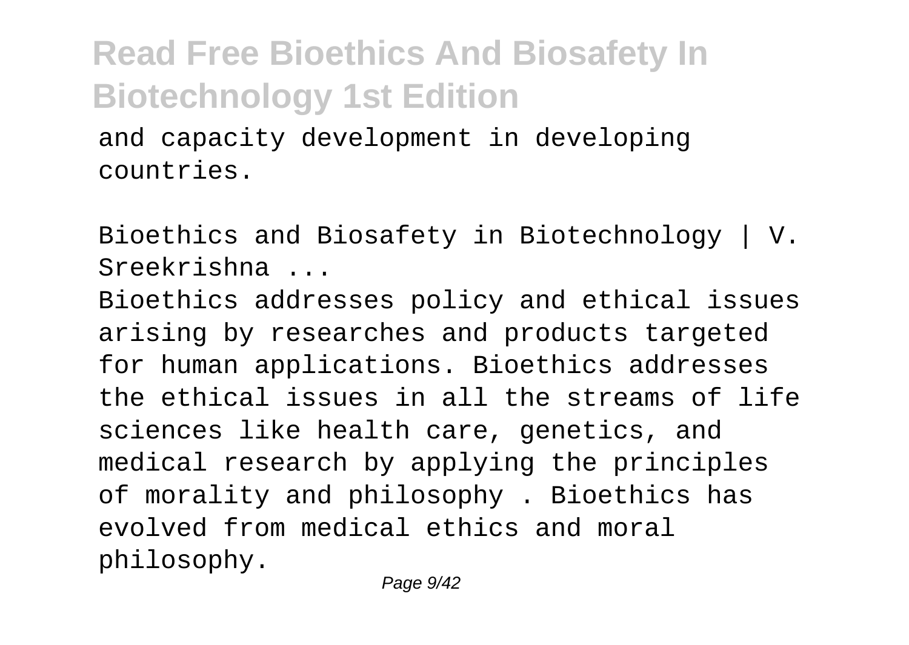and capacity development in developing countries.

Bioethics and Biosafety in Biotechnology | V. Sreekrishna ...

Bioethics addresses policy and ethical issues arising by researches and products targeted for human applications. Bioethics addresses the ethical issues in all the streams of life sciences like health care, genetics, and medical research by applying the principles of morality and philosophy . Bioethics has evolved from medical ethics and moral philosophy.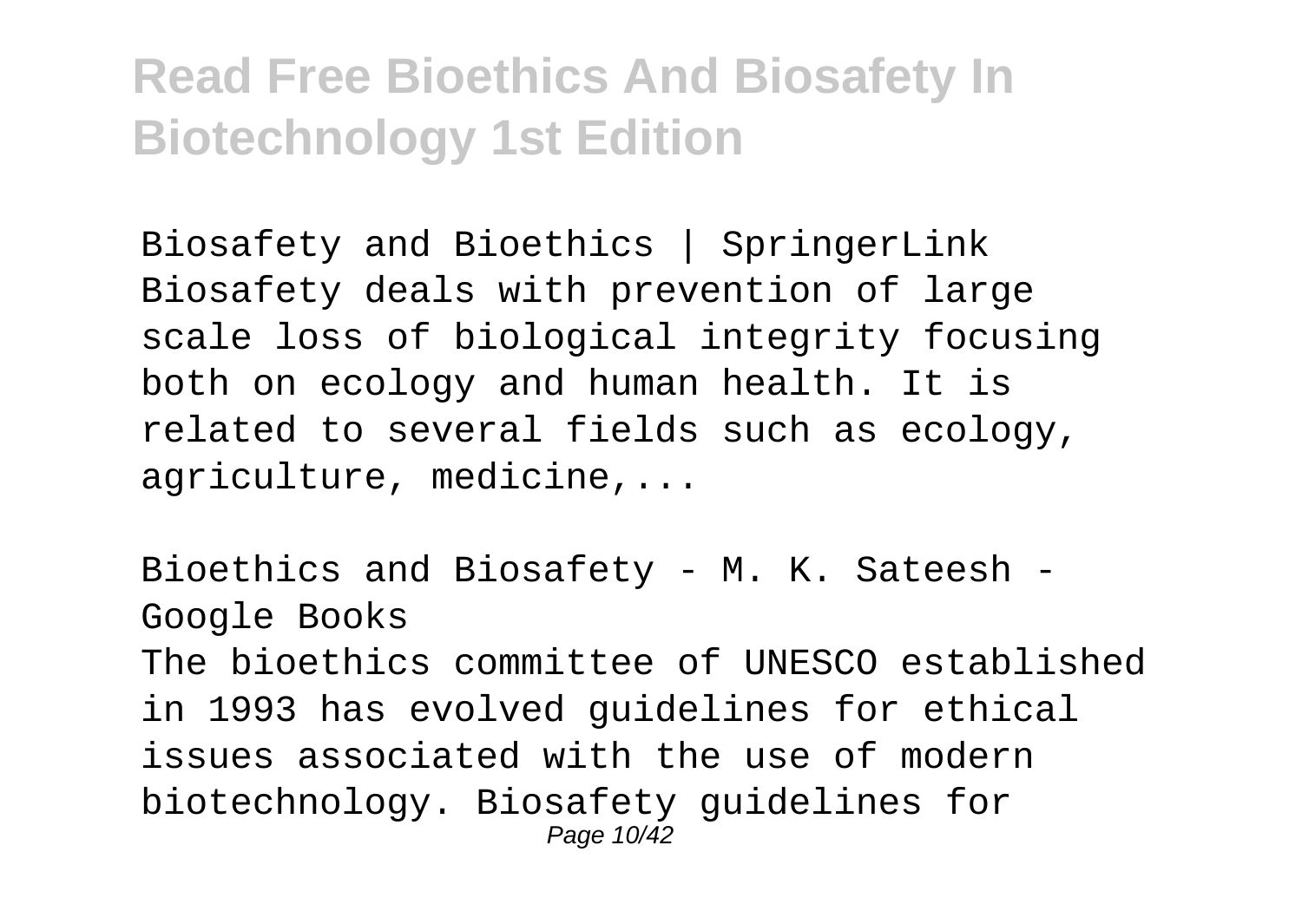Biosafety and Bioethics | SpringerLink
Biosafety deals with prevention of large scale loss of biological integrity focusing both on ecology and human health. It is related to several fields such as ecology, agriculture, medicine,...

Bioethics and Biosafety - M. K. Sateesh - Google Books
The bioethics committee of UNESCO established in 1993 has evolved guidelines for ethical issues associated with the use of modern biotechnology. Biosafety guidelines for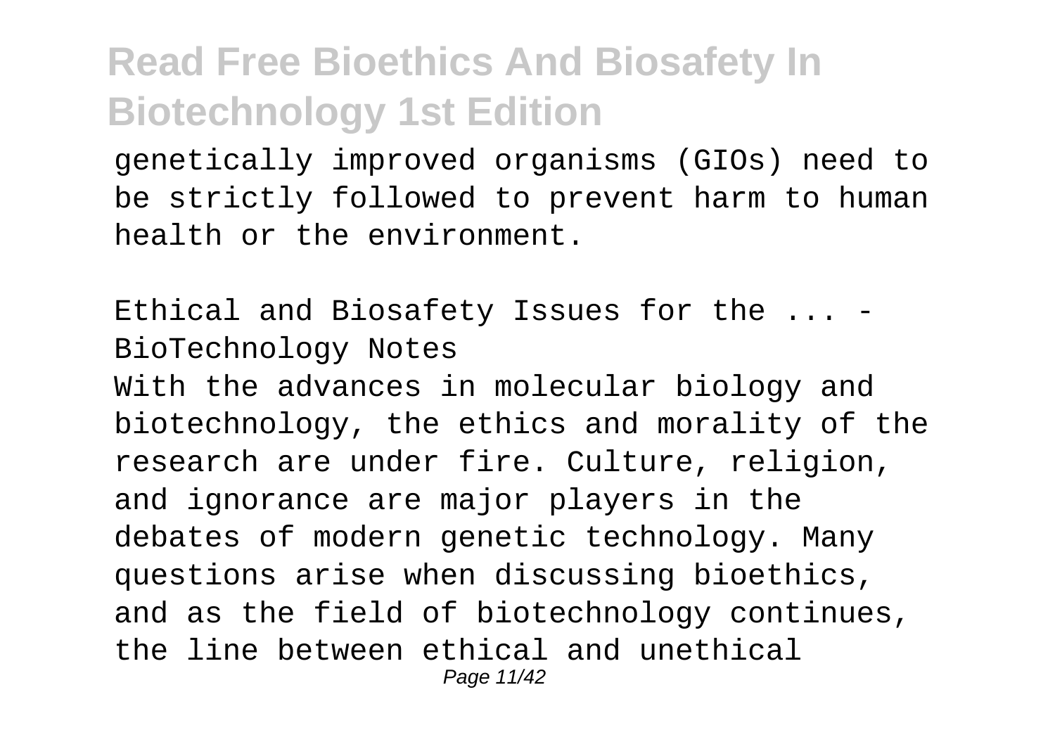genetically improved organisms (GIOs) need to be strictly followed to prevent harm to human health or the environment.

Ethical and Biosafety Issues for the ... - BioTechnology Notes

With the advances in molecular biology and biotechnology, the ethics and morality of the research are under fire. Culture, religion, and ignorance are major players in the debates of modern genetic technology. Many questions arise when discussing bioethics, and as the field of biotechnology continues, the line between ethical and unethical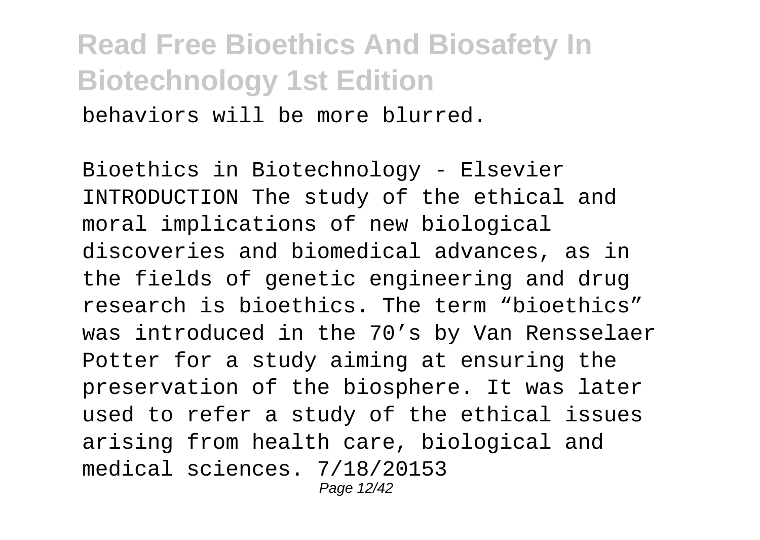behaviors will be more blurred.

Bioethics in Biotechnology - Elsevier INTRODUCTION The study of the ethical and moral implications of new biological discoveries and biomedical advances, as in the fields of genetic engineering and drug research is bioethics. The term “bioethics” was introduced in the 70’s by Van Rensselaer Potter for a study aiming at ensuring the preservation of the biosphere. It was later used to refer a study of the ethical issues arising from health care, biological and medical sciences. 7/18/20153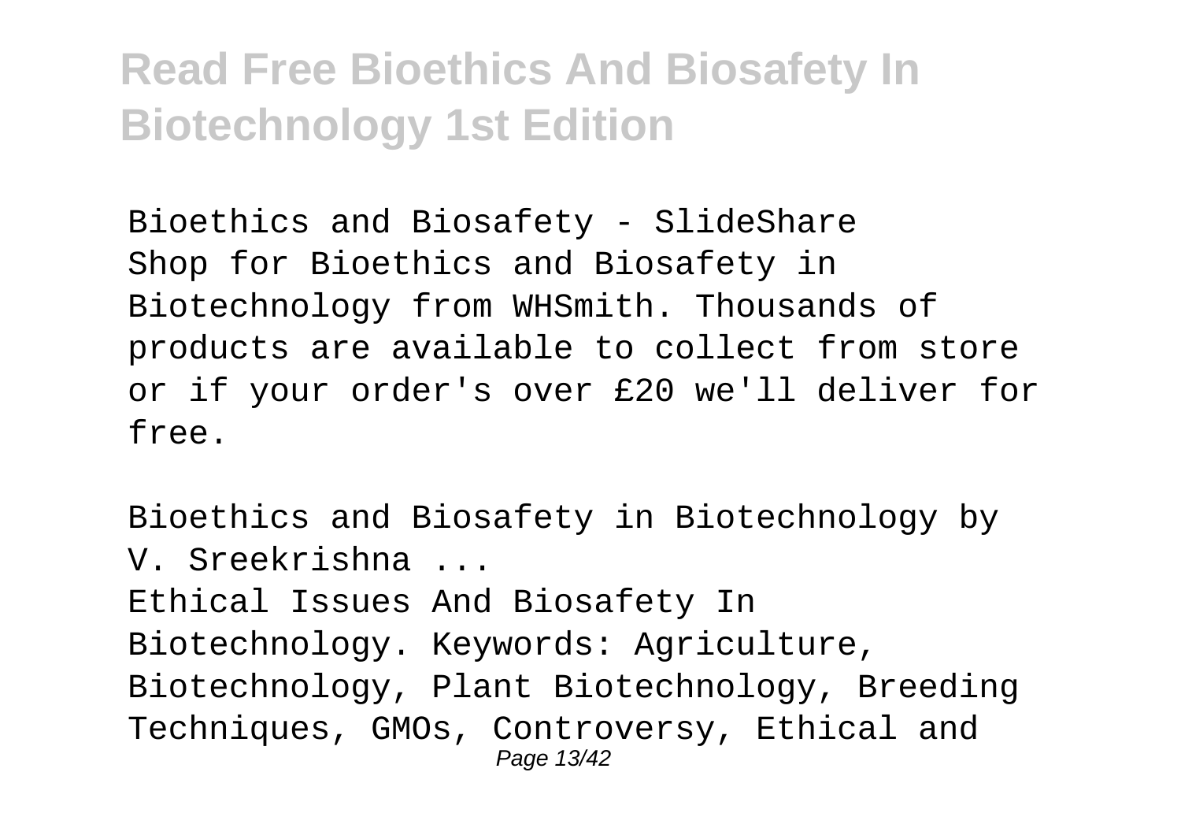Bioethics and Biosafety - SlideShare
Shop for Bioethics and Biosafety in Biotechnology from WHSmith. Thousands of products are available to collect from store or if your order's over £20 we'll deliver for free.

Bioethics and Biosafety in Biotechnology by V. Sreekrishna ...
Ethical Issues And Biosafety In Biotechnology. Keywords: Agriculture, Biotechnology, Plant Biotechnology, Breeding Techniques, GMOs, Controversy, Ethical and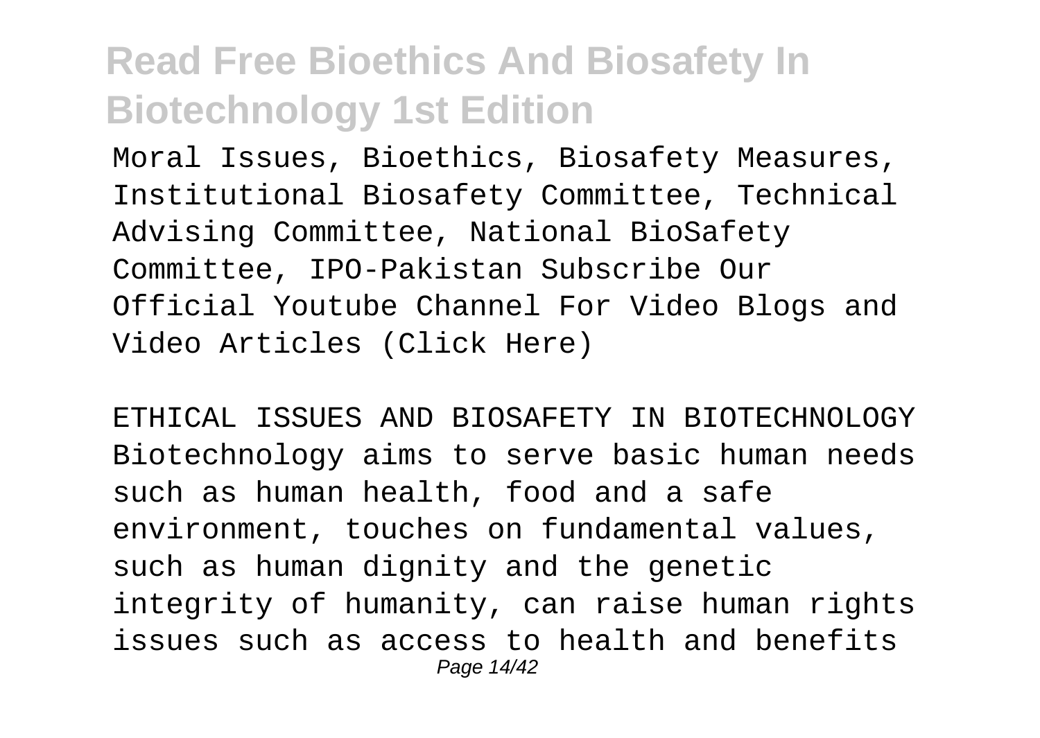Moral Issues, Bioethics, Biosafety Measures, Institutional Biosafety Committee, Technical Advising Committee, National BioSafety Committee, IPO-Pakistan Subscribe Our Official Youtube Channel For Video Blogs and Video Articles (Click Here)

ETHICAL ISSUES AND BIOSAFETY IN BIOTECHNOLOGY Biotechnology aims to serve basic human needs such as human health, food and a safe environment, touches on fundamental values, such as human dignity and the genetic integrity of humanity, can raise human rights issues such as access to health and benefits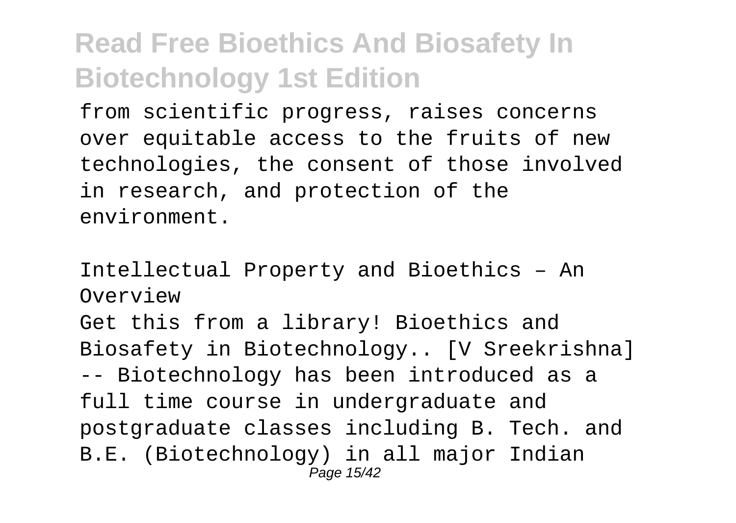from scientific progress, raises concerns over equitable access to the fruits of new technologies, the consent of those involved in research, and protection of the environment.

Intellectual Property and Bioethics – An Overview

Get this from a library! Bioethics and Biosafety in Biotechnology.. [V Sreekrishna] -- Biotechnology has been introduced as a full time course in undergraduate and postgraduate classes including B. Tech. and B.E. (Biotechnology) in all major Indian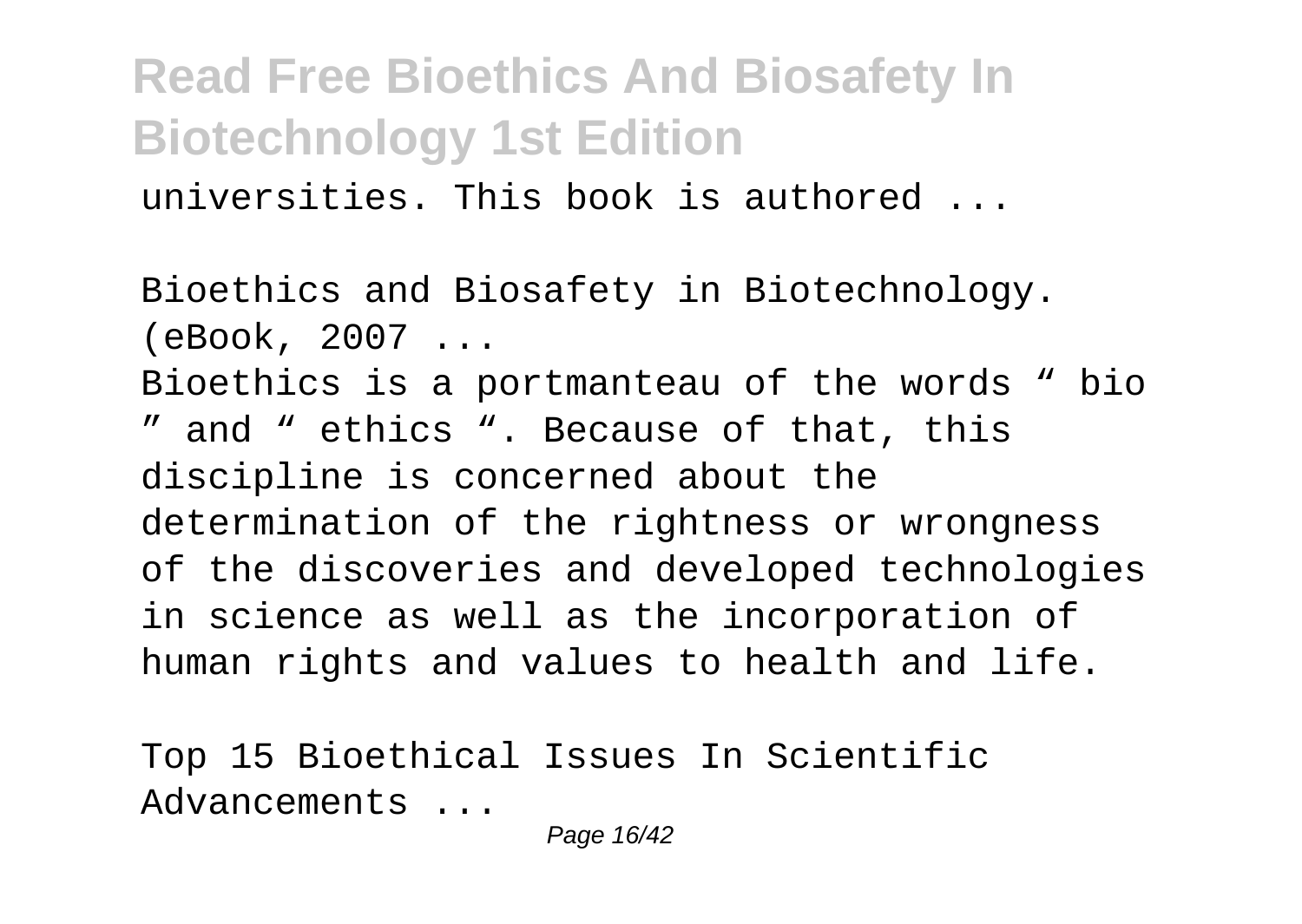universities. This book is authored ...

Bioethics and Biosafety in Biotechnology. (eBook, 2007 ...

Bioethics is a portmanteau of the words “ bio ” and “ ethics “. Because of that, this discipline is concerned about the determination of the rightness or wrongness of the discoveries and developed technologies in science as well as the incorporation of human rights and values to health and life.

Top 15 Bioethical Issues In Scientific Advancements ...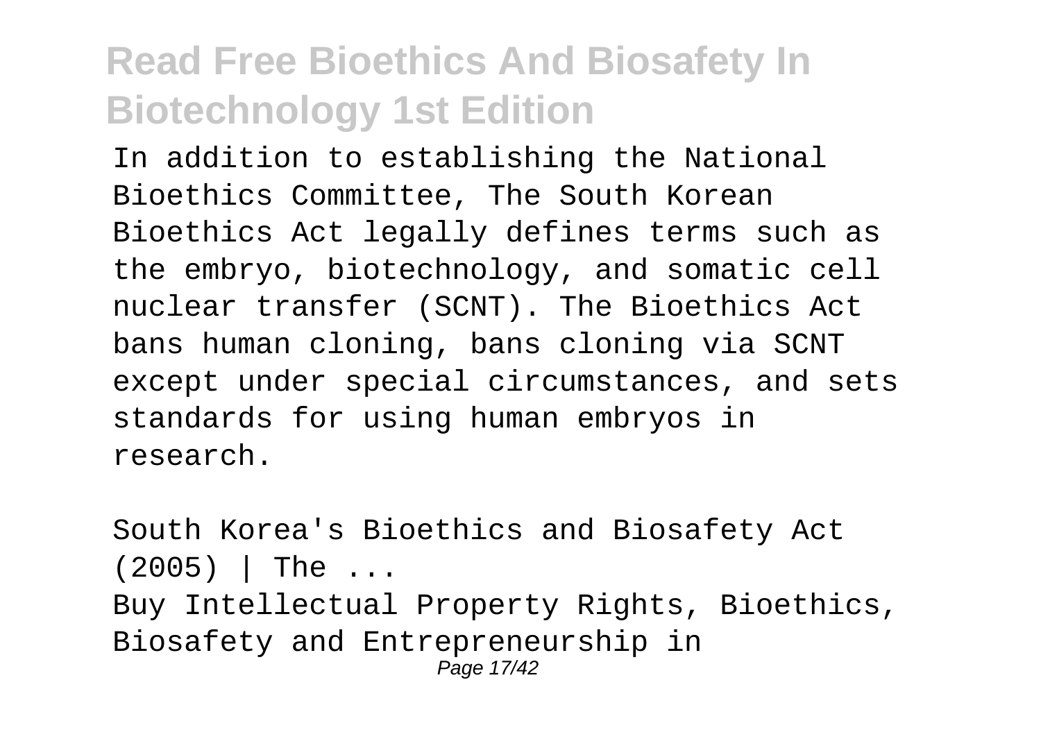In addition to establishing the National Bioethics Committee, The South Korean Bioethics Act legally defines terms such as the embryo, biotechnology, and somatic cell nuclear transfer (SCNT). The Bioethics Act bans human cloning, bans cloning via SCNT except under special circumstances, and sets standards for using human embryos in research.

South Korea's Bioethics and Biosafety Act (2005) | The ...

Buy Intellectual Property Rights, Bioethics, Biosafety and Entrepreneurship in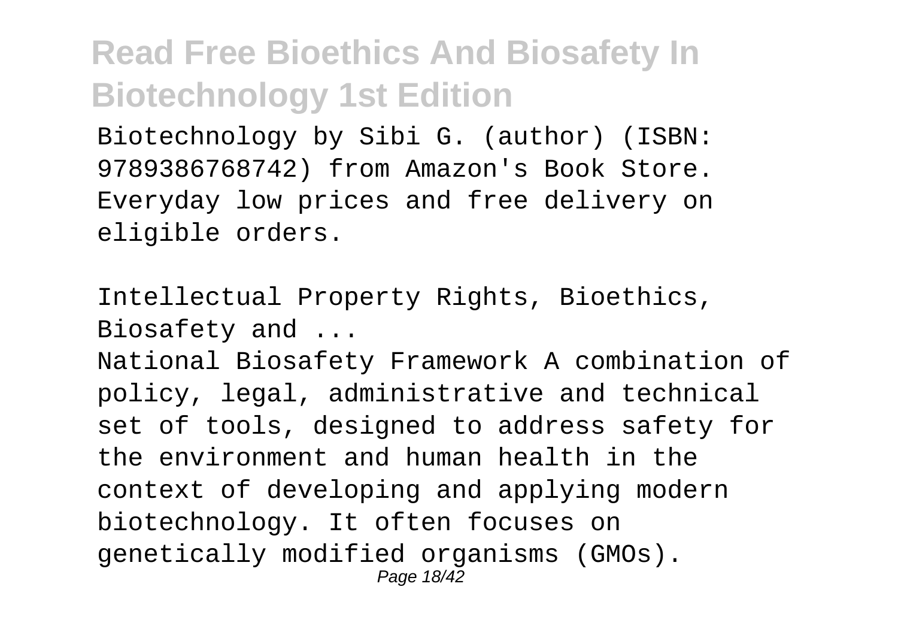Biotechnology by Sibi G. (author) (ISBN: 9789386768742) from Amazon's Book Store. Everyday low prices and free delivery on eligible orders.

Intellectual Property Rights, Bioethics, Biosafety and ...

National Biosafety Framework A combination of policy, legal, administrative and technical set of tools, designed to address safety for the environment and human health in the context of developing and applying modern biotechnology. It often focuses on genetically modified organisms (GMOs).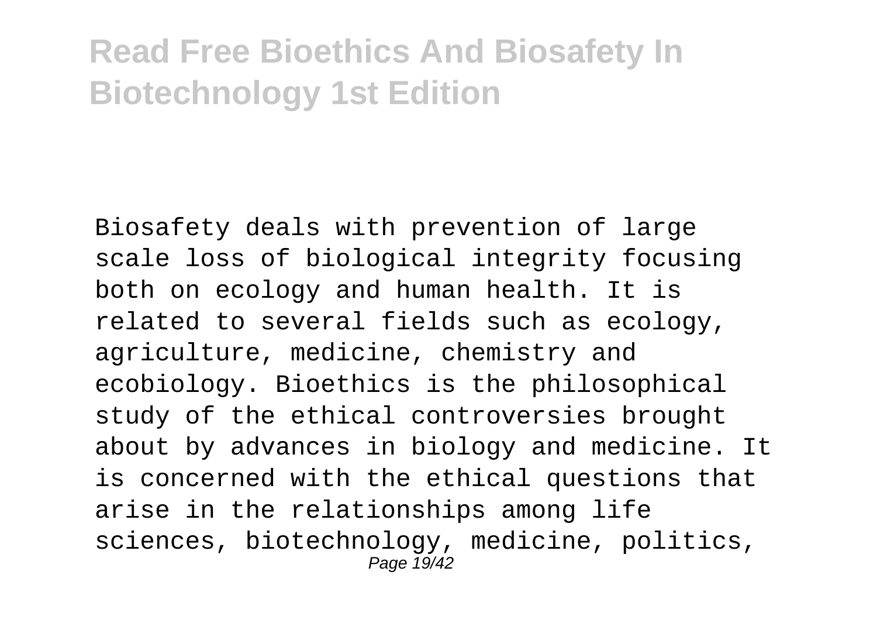Biosafety deals with prevention of large scale loss of biological integrity focusing both on ecology and human health. It is related to several fields such as ecology, agriculture, medicine, chemistry and ecobiology. Bioethics is the philosophical study of the ethical controversies brought about by advances in biology and medicine. It is concerned with the ethical questions that arise in the relationships among life sciences, biotechnology, medicine, politics,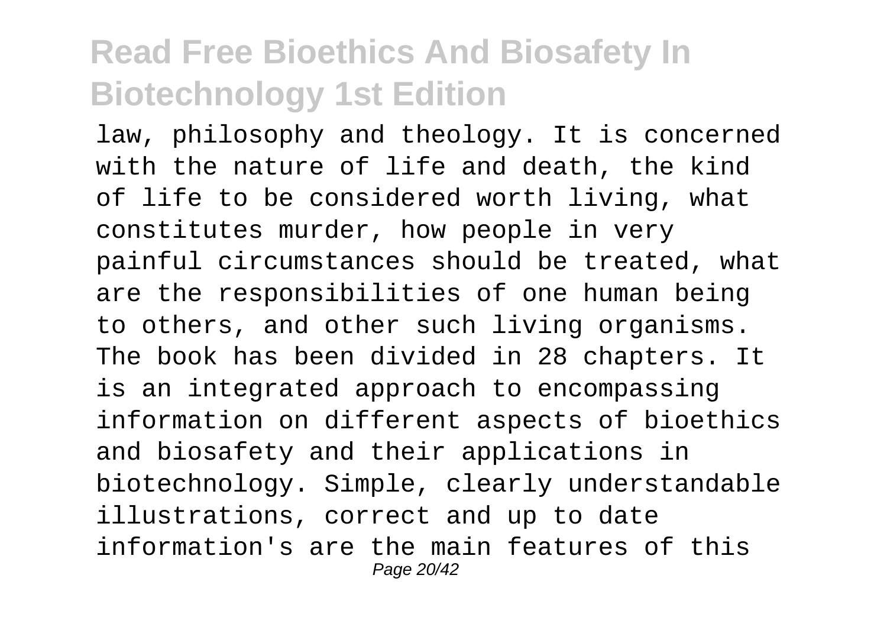law, philosophy and theology. It is concerned with the nature of life and death, the kind of life to be considered worth living, what constitutes murder, how people in very painful circumstances should be treated, what are the responsibilities of one human being to others, and other such living organisms. The book has been divided in 28 chapters. It is an integrated approach to encompassing information on different aspects of bioethics and biosafety and their applications in biotechnology. Simple, clearly understandable illustrations, correct and up to date information's are the main features of this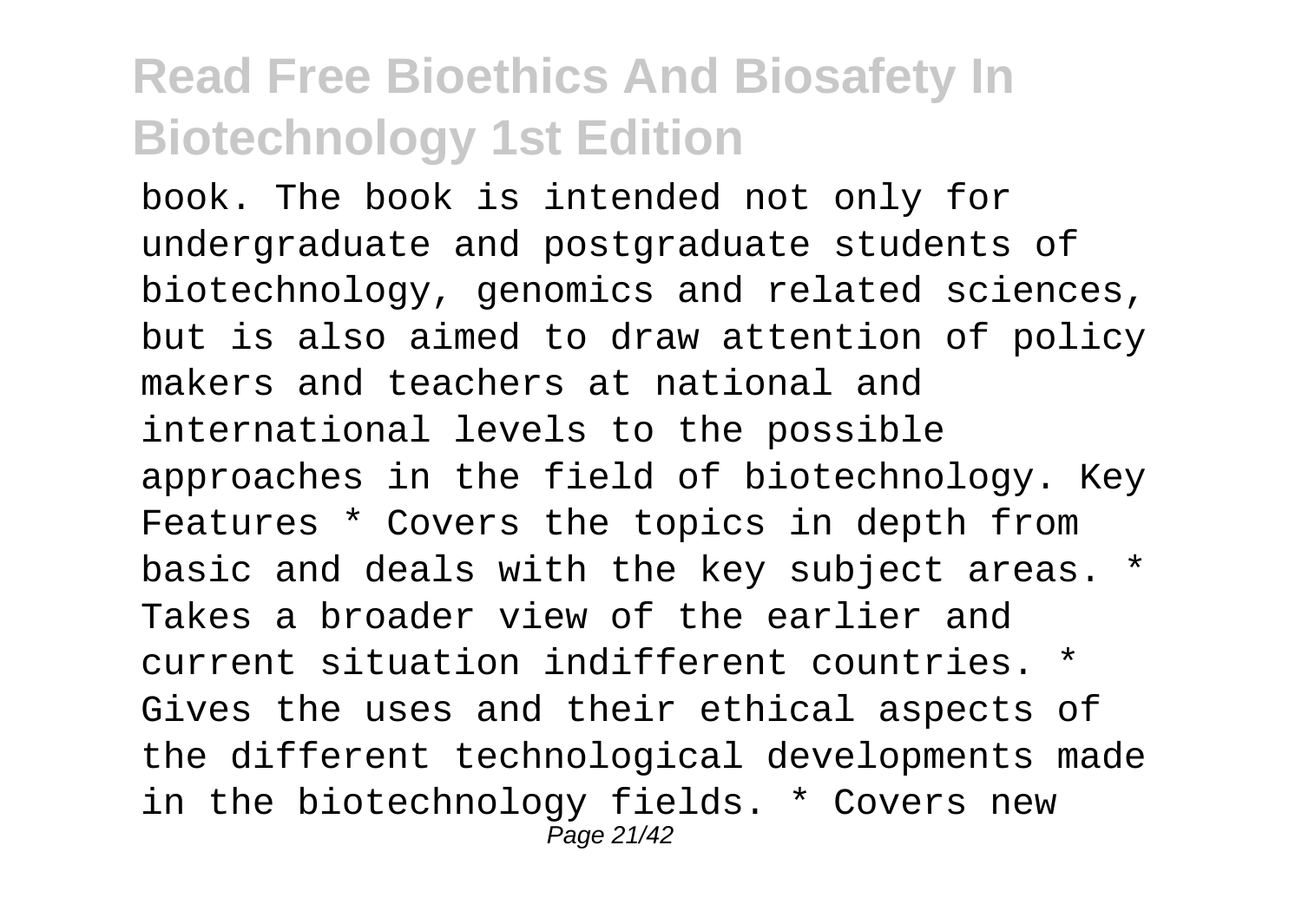book. The book is intended not only for undergraduate and postgraduate students of biotechnology, genomics and related sciences, but is also aimed to draw attention of policy makers and teachers at national and international levels to the possible approaches in the field of biotechnology. Key Features * Covers the topics in depth from basic and deals with the key subject areas. * Takes a broader view of the earlier and current situation indifferent countries. * Gives the uses and their ethical aspects of the different technological developments made in the biotechnology fields. * Covers new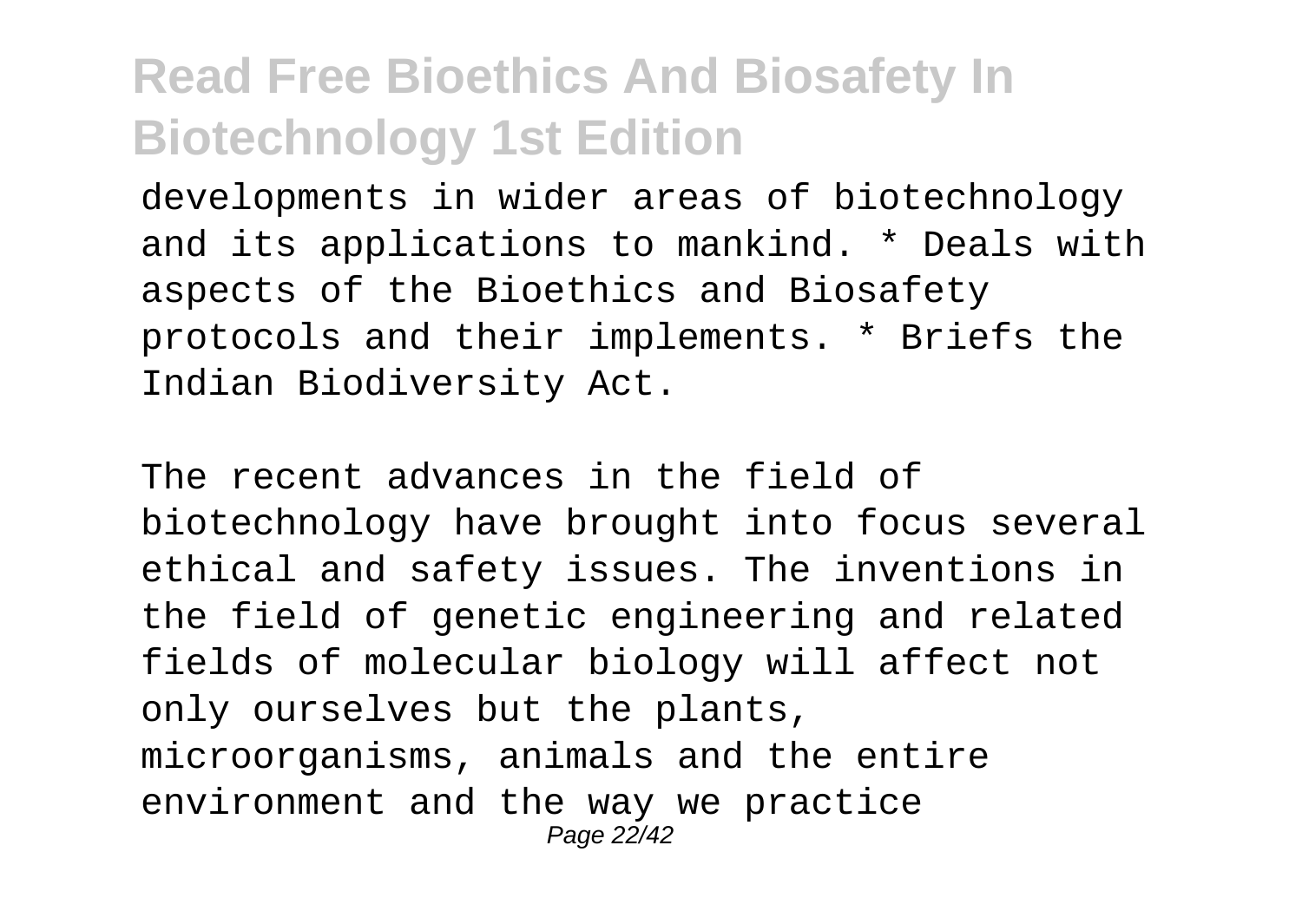developments in wider areas of biotechnology and its applications to mankind. * Deals with aspects of the Bioethics and Biosafety protocols and their implements. * Briefs the Indian Biodiversity Act.

The recent advances in the field of biotechnology have brought into focus several ethical and safety issues. The inventions in the field of genetic engineering and related fields of molecular biology will affect not only ourselves but the plants, microorganisms, animals and the entire environment and the way we practice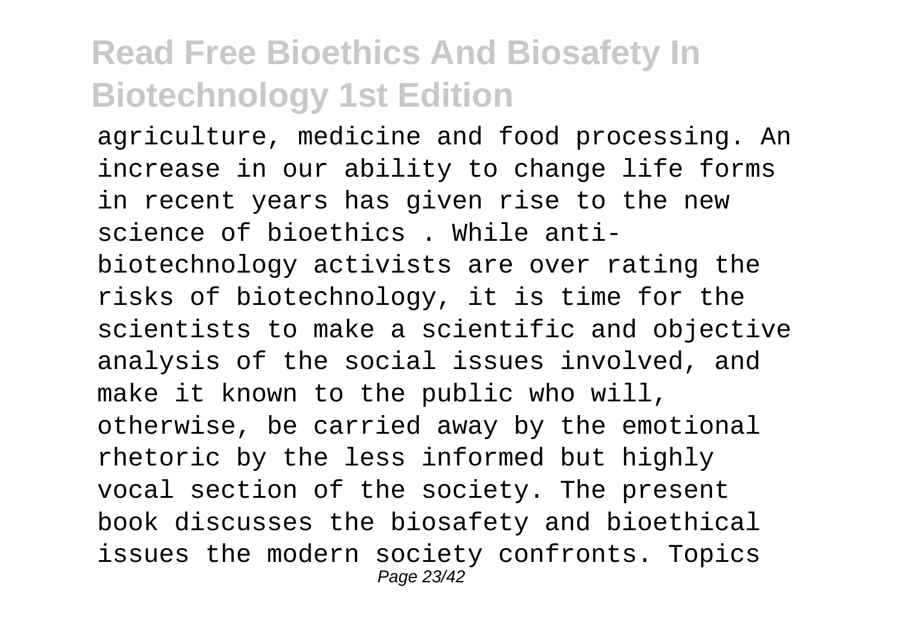agriculture, medicine and food processing. An increase in our ability to change life forms in recent years has given rise to the new science of bioethics . While anti-biotechnology activists are over rating the risks of biotechnology, it is time for the scientists to make a scientific and objective analysis of the social issues involved, and make it known to the public who will, otherwise, be carried away by the emotional rhetoric by the less informed but highly vocal section of the society. The present book discusses the biosafety and bioethical issues the modern society confronts. Topics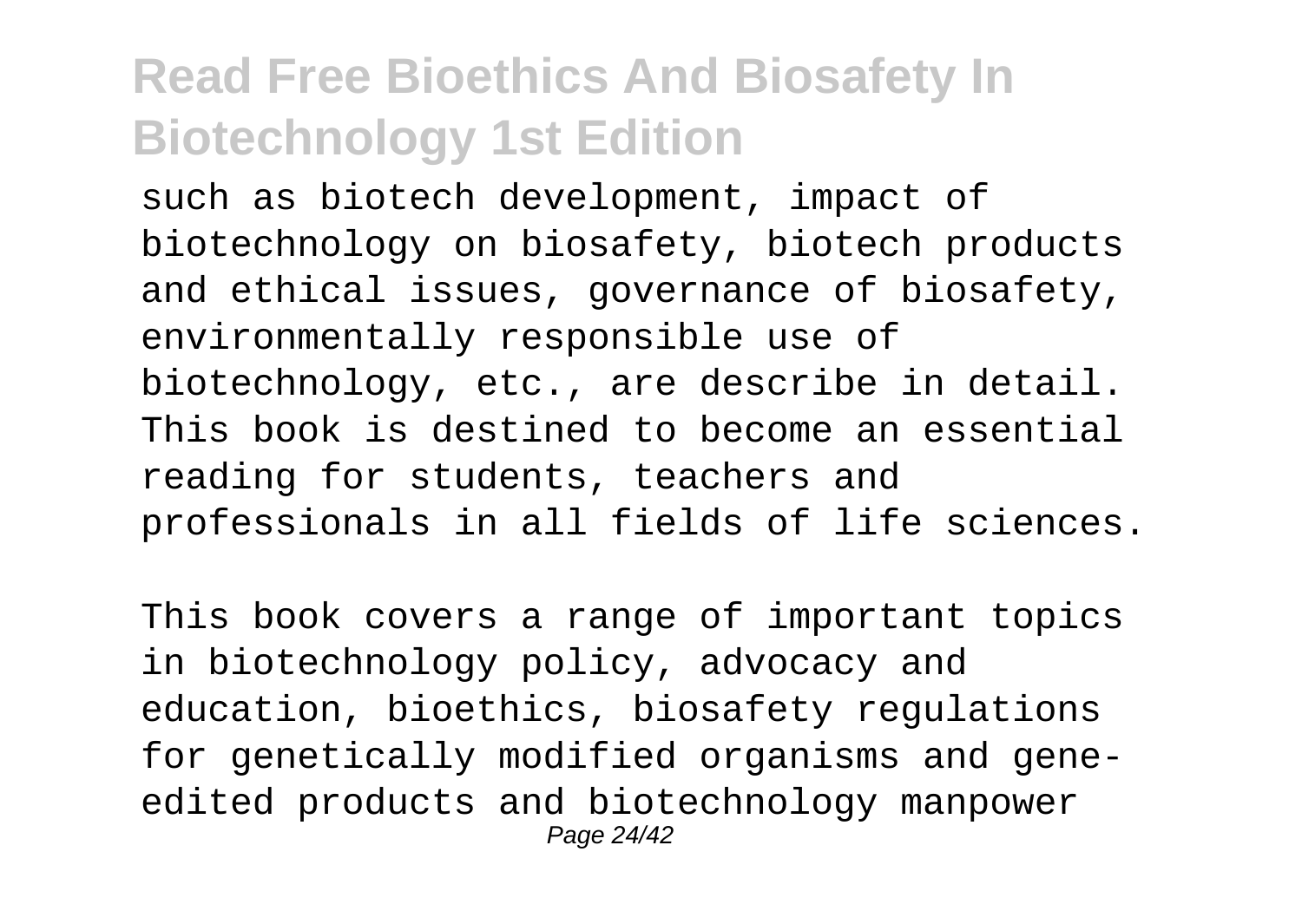such as biotech development, impact of biotechnology on biosafety, biotech products and ethical issues, governance of biosafety, environmentally responsible use of biotechnology, etc., are describe in detail. This book is destined to become an essential reading for students, teachers and professionals in all fields of life sciences.

This book covers a range of important topics in biotechnology policy, advocacy and education, bioethics, biosafety regulations for genetically modified organisms and gene-edited products and biotechnology manpower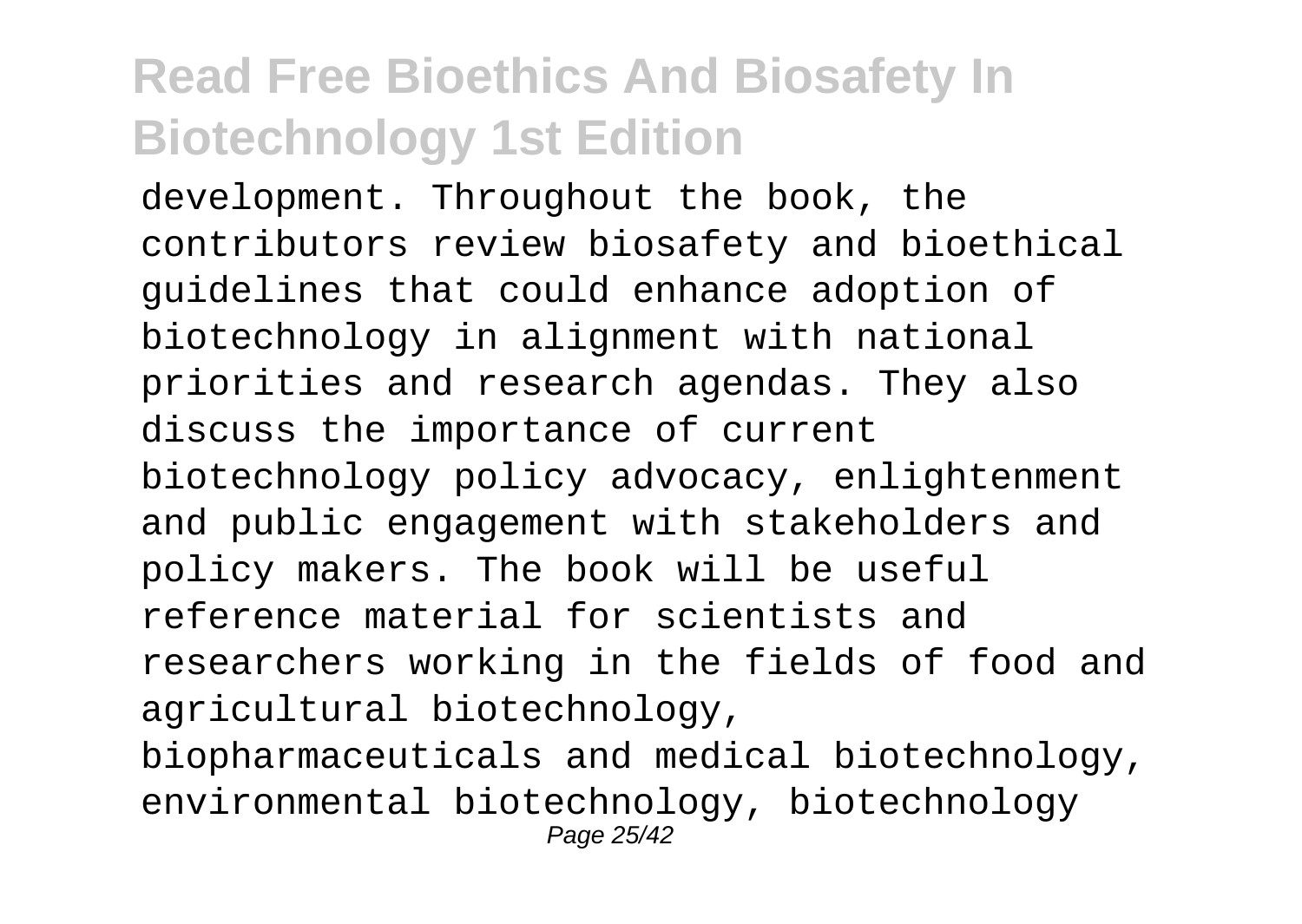development. Throughout the book, the contributors review biosafety and bioethical guidelines that could enhance adoption of biotechnology in alignment with national priorities and research agendas. They also discuss the importance of current biotechnology policy advocacy, enlightenment and public engagement with stakeholders and policy makers. The book will be useful reference material for scientists and researchers working in the fields of food and agricultural biotechnology, biopharmaceuticals and medical biotechnology, environmental biotechnology, biotechnology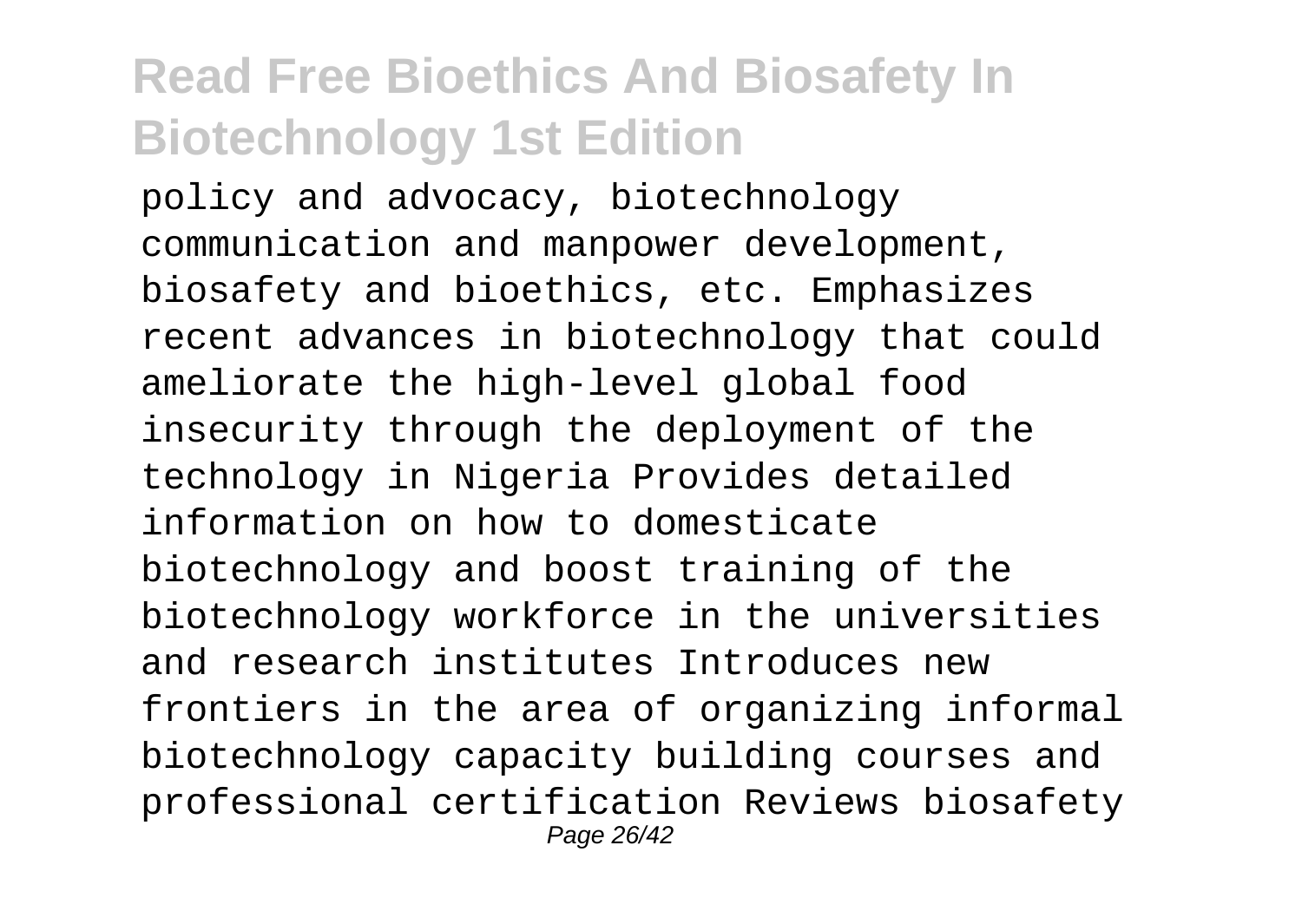policy and advocacy, biotechnology communication and manpower development, biosafety and bioethics, etc. Emphasizes recent advances in biotechnology that could ameliorate the high-level global food insecurity through the deployment of the technology in Nigeria Provides detailed information on how to domesticate biotechnology and boost training of the biotechnology workforce in the universities and research institutes Introduces new frontiers in the area of organizing informal biotechnology capacity building courses and professional certification Reviews biosafety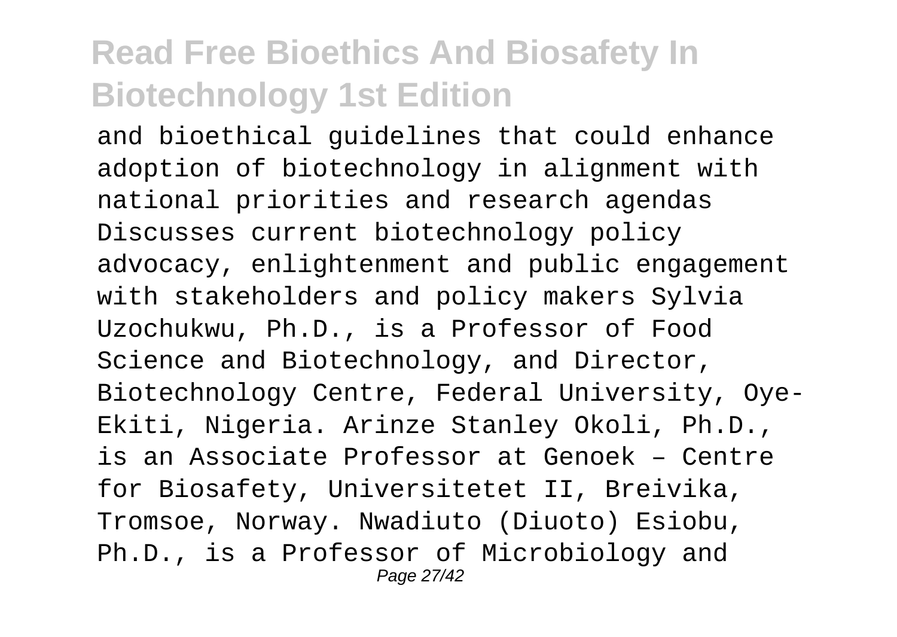and bioethical guidelines that could enhance adoption of biotechnology in alignment with national priorities and research agendas Discusses current biotechnology policy advocacy, enlightenment and public engagement with stakeholders and policy makers Sylvia Uzochukwu, Ph.D., is a Professor of Food Science and Biotechnology, and Director, Biotechnology Centre, Federal University, Oye-Ekiti, Nigeria. Arinze Stanley Okoli, Ph.D., is an Associate Professor at Genoek – Centre for Biosafety, Universitetet II, Breivika, Tromsoe, Norway. Nwadiuto (Diuoto) Esiobu, Ph.D., is a Professor of Microbiology and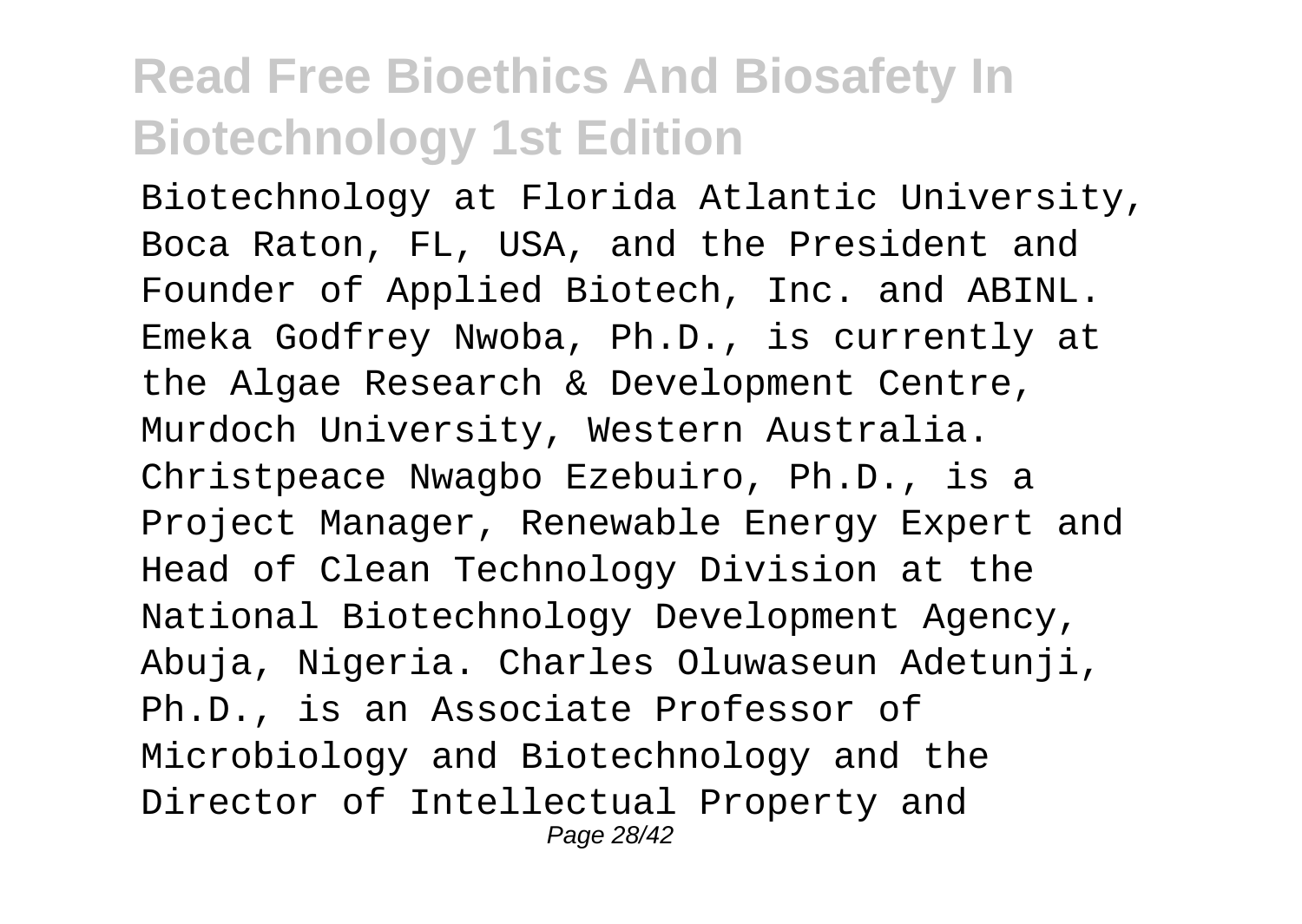Biotechnology at Florida Atlantic University, Boca Raton, FL, USA, and the President and Founder of Applied Biotech, Inc. and ABINL. Emeka Godfrey Nwoba, Ph.D., is currently at the Algae Research & Development Centre, Murdoch University, Western Australia. Christpeace Nwagbo Ezebuiro, Ph.D., is a Project Manager, Renewable Energy Expert and Head of Clean Technology Division at the National Biotechnology Development Agency, Abuja, Nigeria. Charles Oluwaseun Adetunji, Ph.D., is an Associate Professor of Microbiology and Biotechnology and the Director of Intellectual Property and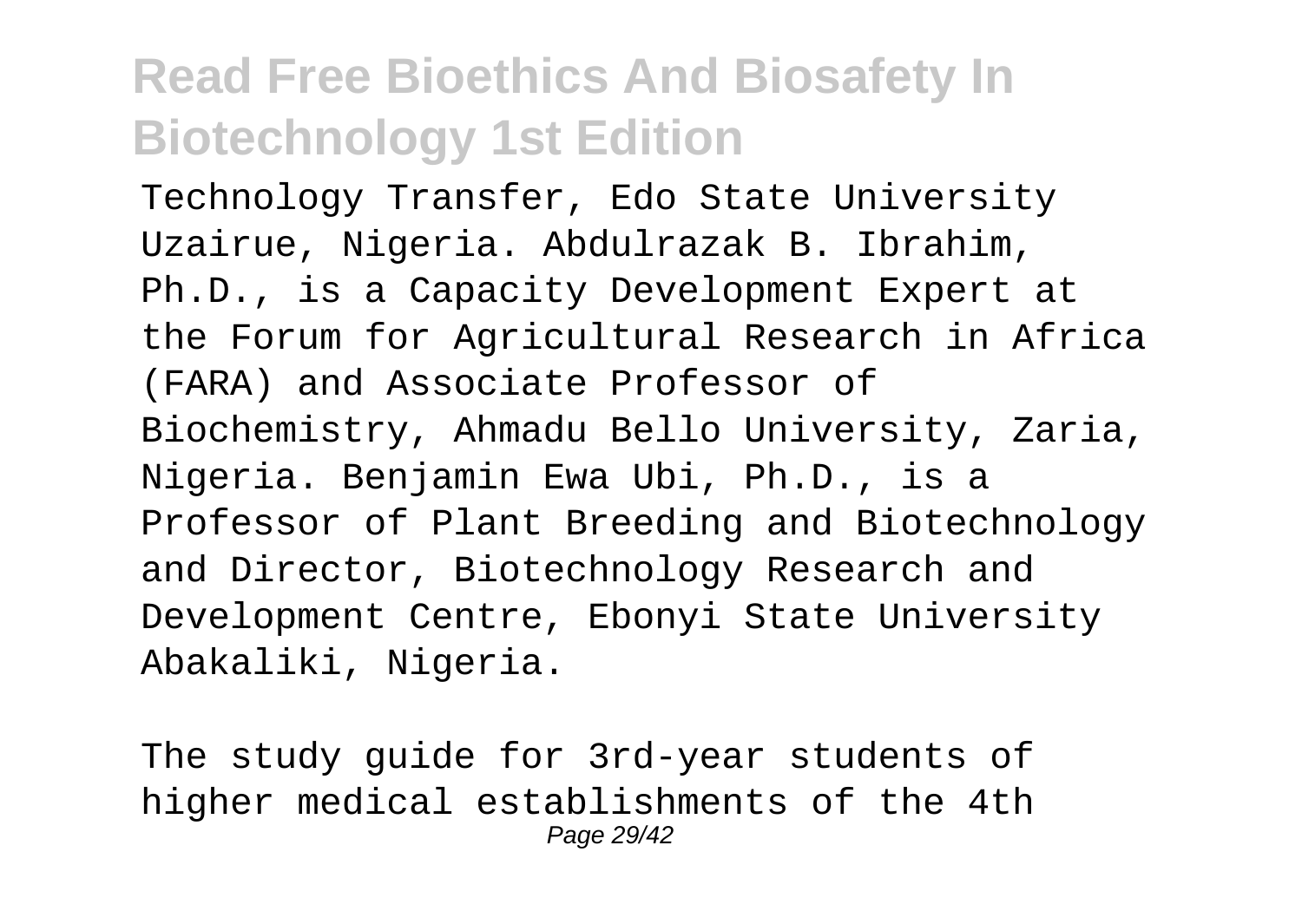Technology Transfer, Edo State University Uzairue, Nigeria. Abdulrazak B. Ibrahim, Ph.D., is a Capacity Development Expert at the Forum for Agricultural Research in Africa (FARA) and Associate Professor of Biochemistry, Ahmadu Bello University, Zaria, Nigeria. Benjamin Ewa Ubi, Ph.D., is a Professor of Plant Breeding and Biotechnology and Director, Biotechnology Research and Development Centre, Ebonyi State University Abakaliki, Nigeria.

The study guide for 3rd-year students of higher medical establishments of the 4th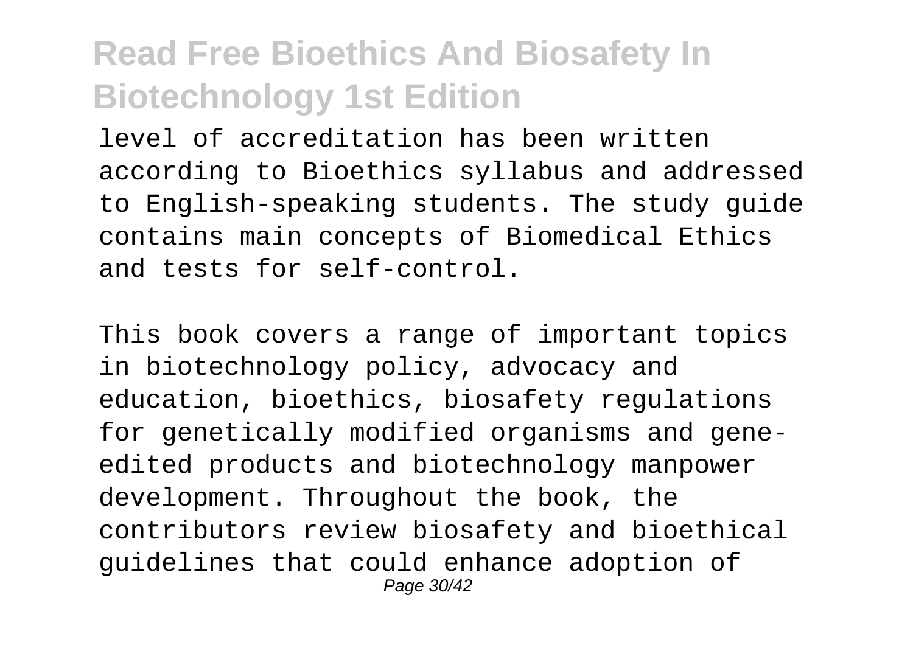level of accreditation has been written according to Bioethics syllabus and addressed to English-speaking students. The study guide contains main concepts of Biomedical Ethics and tests for self-control.

This book covers a range of important topics in biotechnology policy, advocacy and education, bioethics, biosafety regulations for genetically modified organisms and gene-edited products and biotechnology manpower development. Throughout the book, the contributors review biosafety and bioethical guidelines that could enhance adoption of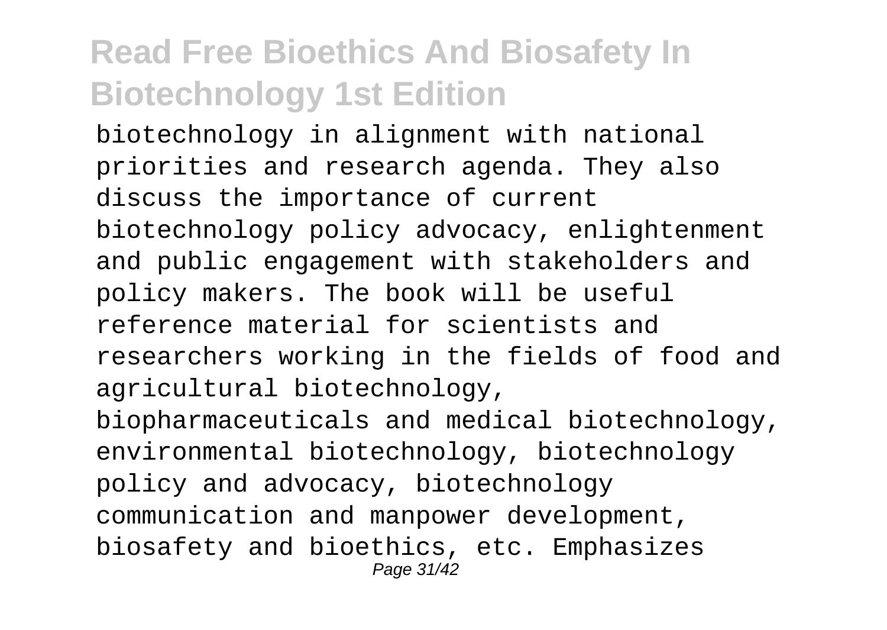biotechnology in alignment with national priorities and research agenda. They also discuss the importance of current biotechnology policy advocacy, enlightenment and public engagement with stakeholders and policy makers. The book will be useful reference material for scientists and researchers working in the fields of food and agricultural biotechnology, biopharmaceuticals and medical biotechnology, environmental biotechnology, biotechnology policy and advocacy, biotechnology communication and manpower development, biosafety and bioethics, etc. Emphasizes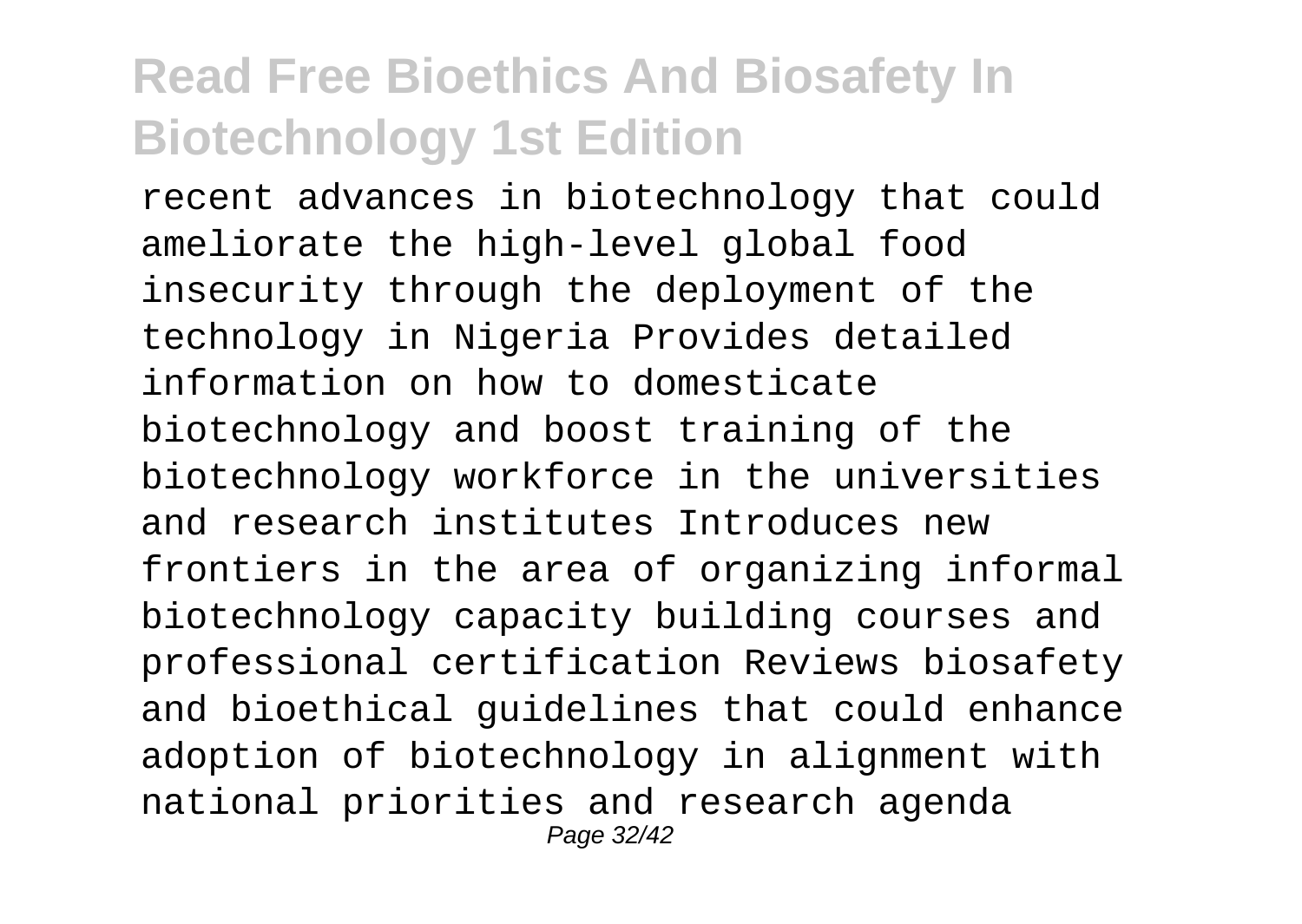recent advances in biotechnology that could ameliorate the high-level global food insecurity through the deployment of the technology in Nigeria Provides detailed information on how to domesticate biotechnology and boost training of the biotechnology workforce in the universities and research institutes Introduces new frontiers in the area of organizing informal biotechnology capacity building courses and professional certification Reviews biosafety and bioethical guidelines that could enhance adoption of biotechnology in alignment with national priorities and research agenda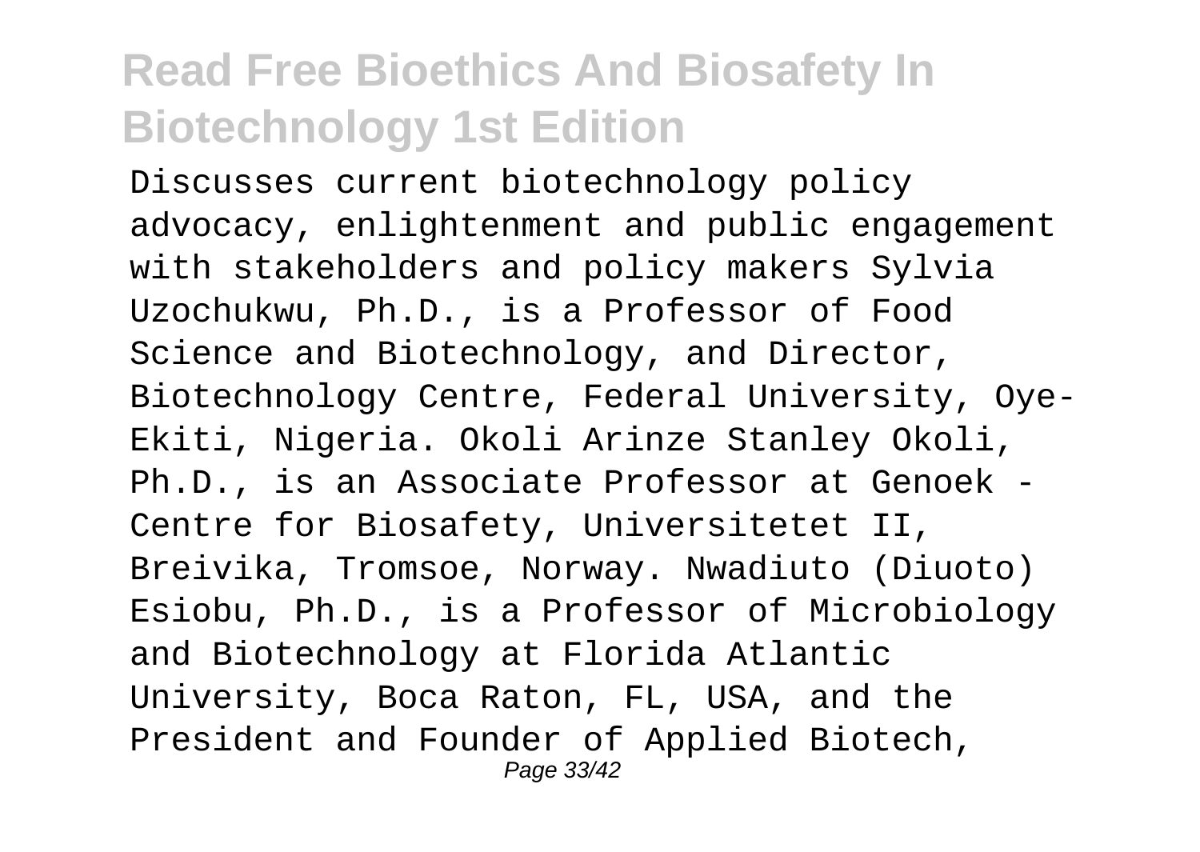Discusses current biotechnology policy advocacy, enlightenment and public engagement with stakeholders and policy makers Sylvia Uzochukwu, Ph.D., is a Professor of Food Science and Biotechnology, and Director, Biotechnology Centre, Federal University, Oye-Ekiti, Nigeria. Okoli Arinze Stanley Okoli, Ph.D., is an Associate Professor at Genoek - Centre for Biosafety, Universitetet II, Breivika, Tromsoe, Norway. Nwadiuto (Diuoto) Esiobu, Ph.D., is a Professor of Microbiology and Biotechnology at Florida Atlantic University, Boca Raton, FL, USA, and the President and Founder of Applied Biotech,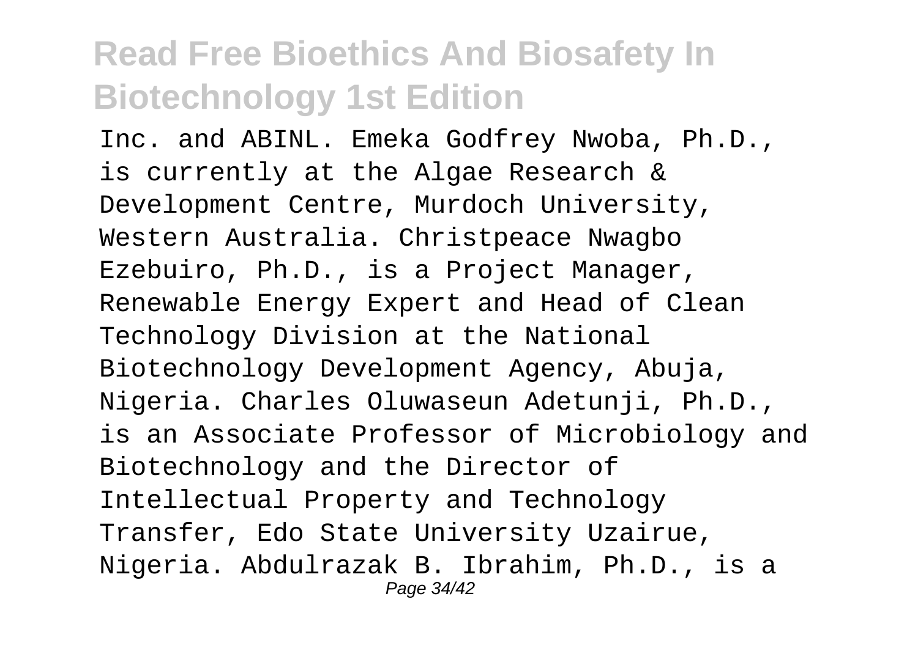Inc. and ABINL. Emeka Godfrey Nwoba, Ph.D., is currently at the Algae Research & Development Centre, Murdoch University, Western Australia. Christpeace Nwagbo Ezebuiro, Ph.D., is a Project Manager, Renewable Energy Expert and Head of Clean Technology Division at the National Biotechnology Development Agency, Abuja, Nigeria. Charles Oluwaseun Adetunji, Ph.D., is an Associate Professor of Microbiology and Biotechnology and the Director of Intellectual Property and Technology Transfer, Edo State University Uzairue, Nigeria. Abdulrazak B. Ibrahim, Ph.D., is a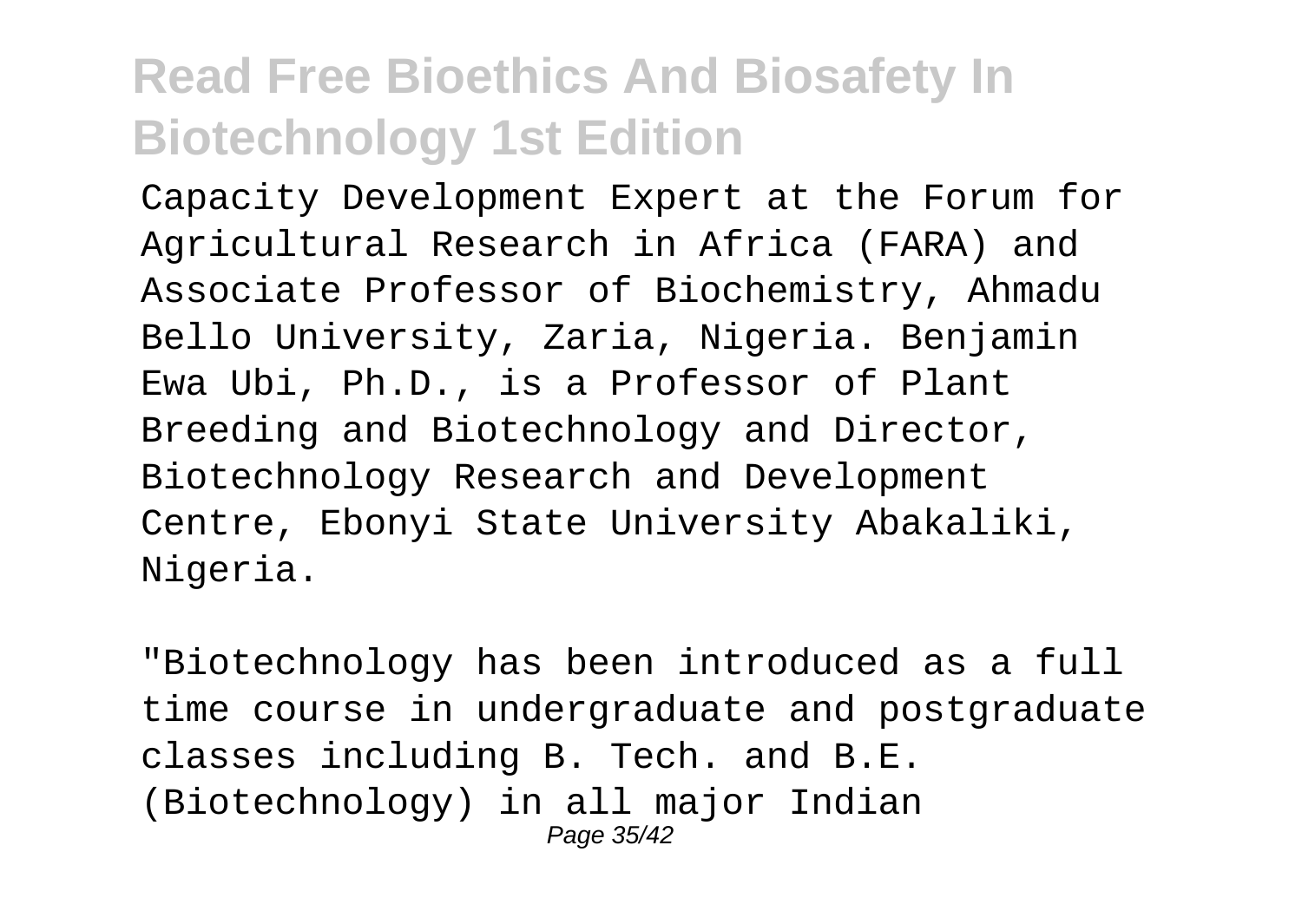Capacity Development Expert at the Forum for Agricultural Research in Africa (FARA) and Associate Professor of Biochemistry, Ahmadu Bello University, Zaria, Nigeria. Benjamin Ewa Ubi, Ph.D., is a Professor of Plant Breeding and Biotechnology and Director, Biotechnology Research and Development Centre, Ebonyi State University Abakaliki, Nigeria.

"Biotechnology has been introduced as a full time course in undergraduate and postgraduate classes including B. Tech. and B.E. (Biotechnology) in all major Indian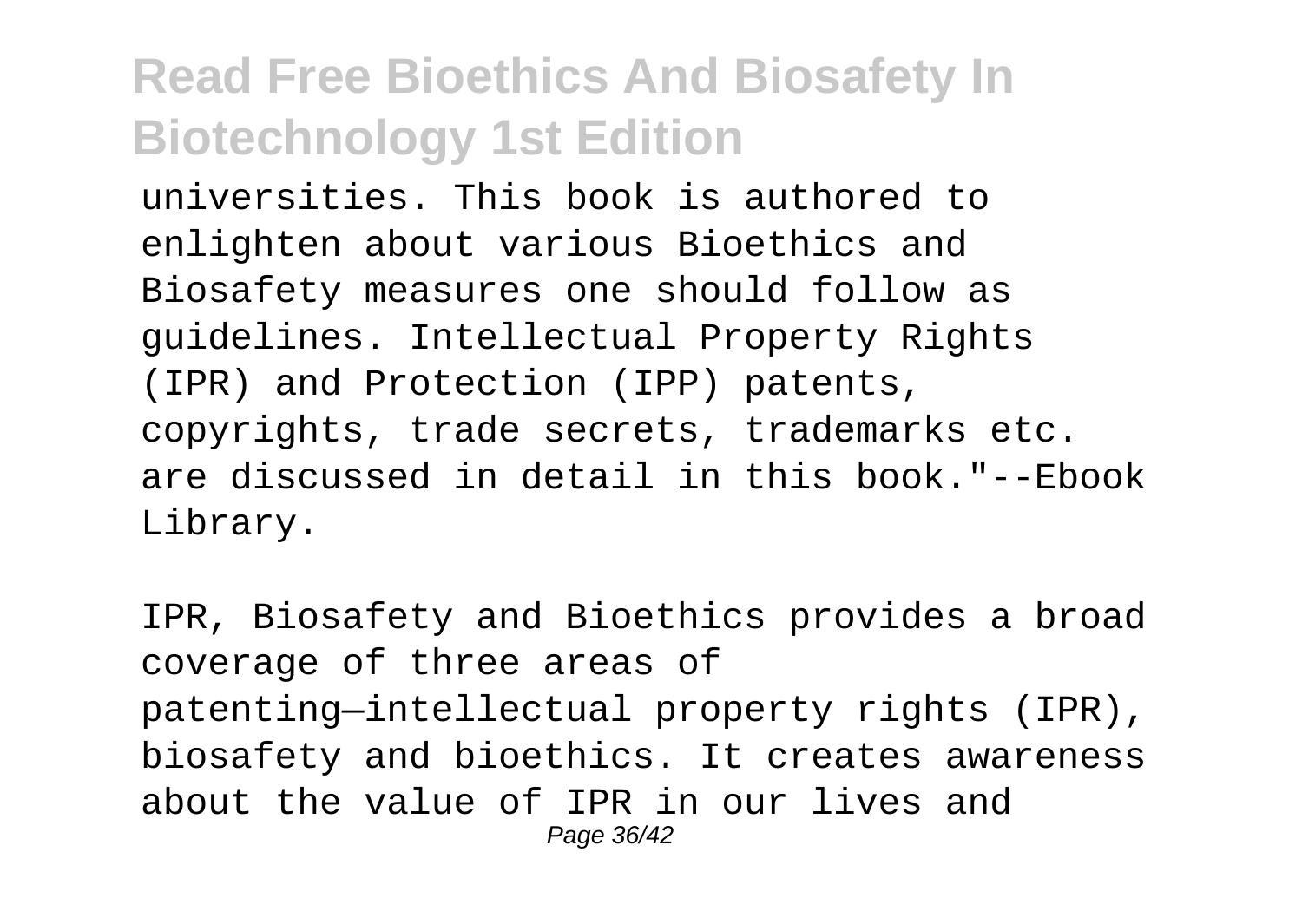universities. This book is authored to enlighten about various Bioethics and Biosafety measures one should follow as guidelines. Intellectual Property Rights (IPR) and Protection (IPP) patents, copyrights, trade secrets, trademarks etc. are discussed in detail in this book."--Ebook Library.

IPR, Biosafety and Bioethics provides a broad coverage of three areas of patenting—intellectual property rights (IPR), biosafety and bioethics. It creates awareness about the value of IPR in our lives and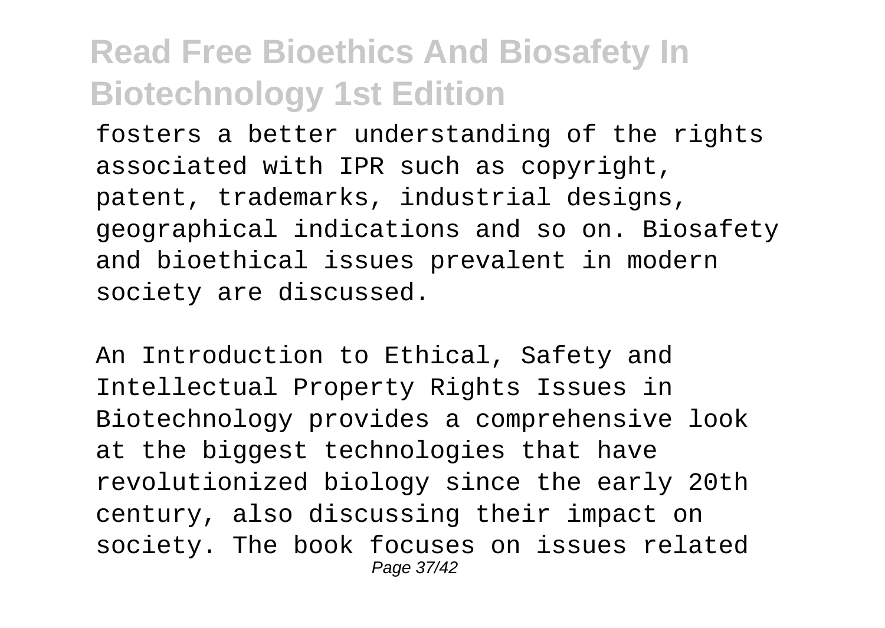fosters a better understanding of the rights associated with IPR such as copyright, patent, trademarks, industrial designs, geographical indications and so on. Biosafety and bioethical issues prevalent in modern society are discussed.

An Introduction to Ethical, Safety and Intellectual Property Rights Issues in Biotechnology provides a comprehensive look at the biggest technologies that have revolutionized biology since the early 20th century, also discussing their impact on society. The book focuses on issues related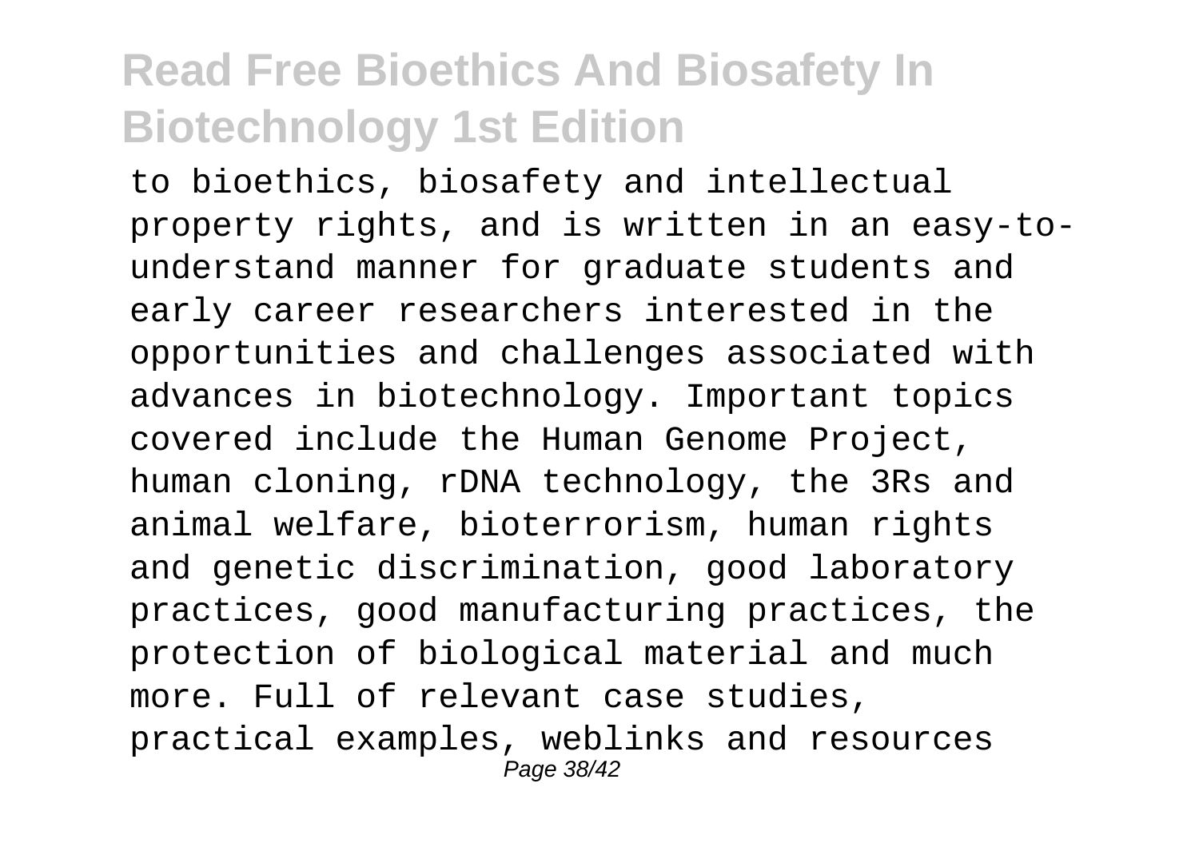to bioethics, biosafety and intellectual property rights, and is written in an easy-to-understand manner for graduate students and early career researchers interested in the opportunities and challenges associated with advances in biotechnology. Important topics covered include the Human Genome Project, human cloning, rDNA technology, the 3Rs and animal welfare, bioterrorism, human rights and genetic discrimination, good laboratory practices, good manufacturing practices, the protection of biological material and much more. Full of relevant case studies, practical examples, weblinks and resources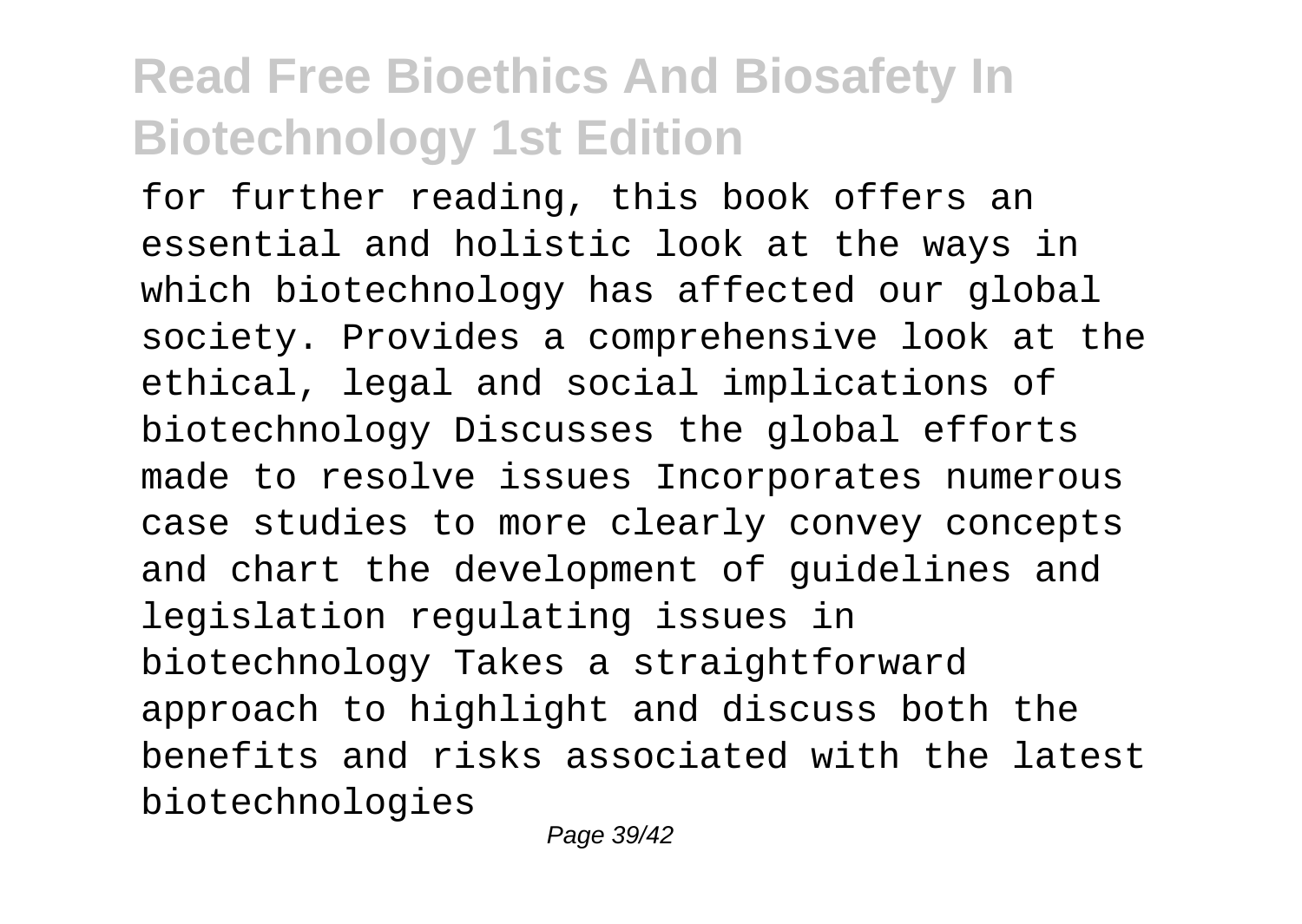for further reading, this book offers an essential and holistic look at the ways in which biotechnology has affected our global society. Provides a comprehensive look at the ethical, legal and social implications of biotechnology Discusses the global efforts made to resolve issues Incorporates numerous case studies to more clearly convey concepts and chart the development of guidelines and legislation regulating issues in biotechnology Takes a straightforward approach to highlight and discuss both the benefits and risks associated with the latest biotechnologies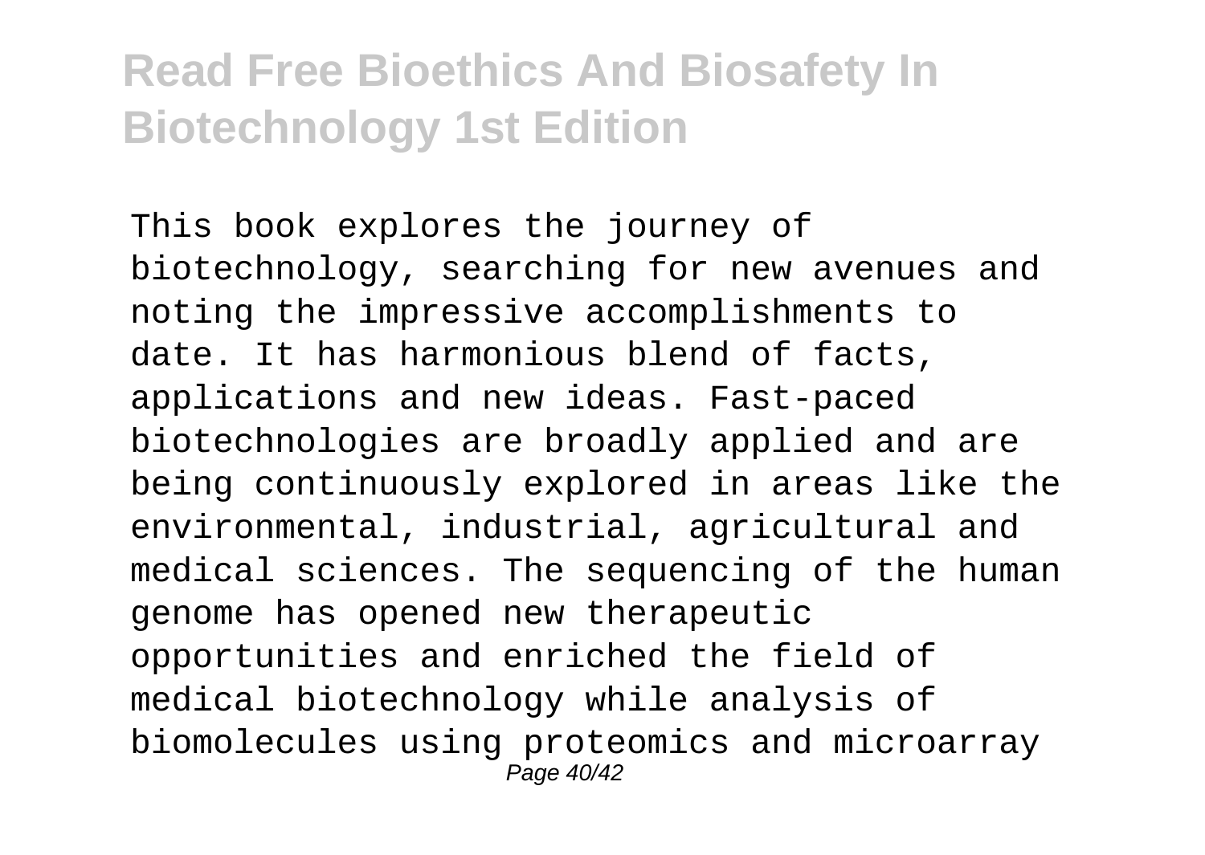This book explores the journey of biotechnology, searching for new avenues and noting the impressive accomplishments to date. It has harmonious blend of facts, applications and new ideas. Fast-paced biotechnologies are broadly applied and are being continuously explored in areas like the environmental, industrial, agricultural and medical sciences. The sequencing of the human genome has opened new therapeutic opportunities and enriched the field of medical biotechnology while analysis of biomolecules using proteomics and microarray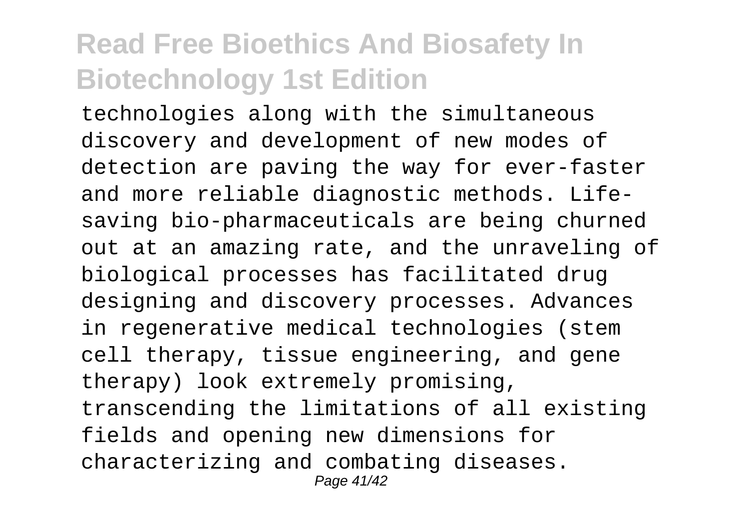technologies along with the simultaneous discovery and development of new modes of detection are paving the way for ever-faster and more reliable diagnostic methods. Life-saving bio-pharmaceuticals are being churned out at an amazing rate, and the unraveling of biological processes has facilitated drug designing and discovery processes. Advances in regenerative medical technologies (stem cell therapy, tissue engineering, and gene therapy) look extremely promising, transcending the limitations of all existing fields and opening new dimensions for characterizing and combating diseases.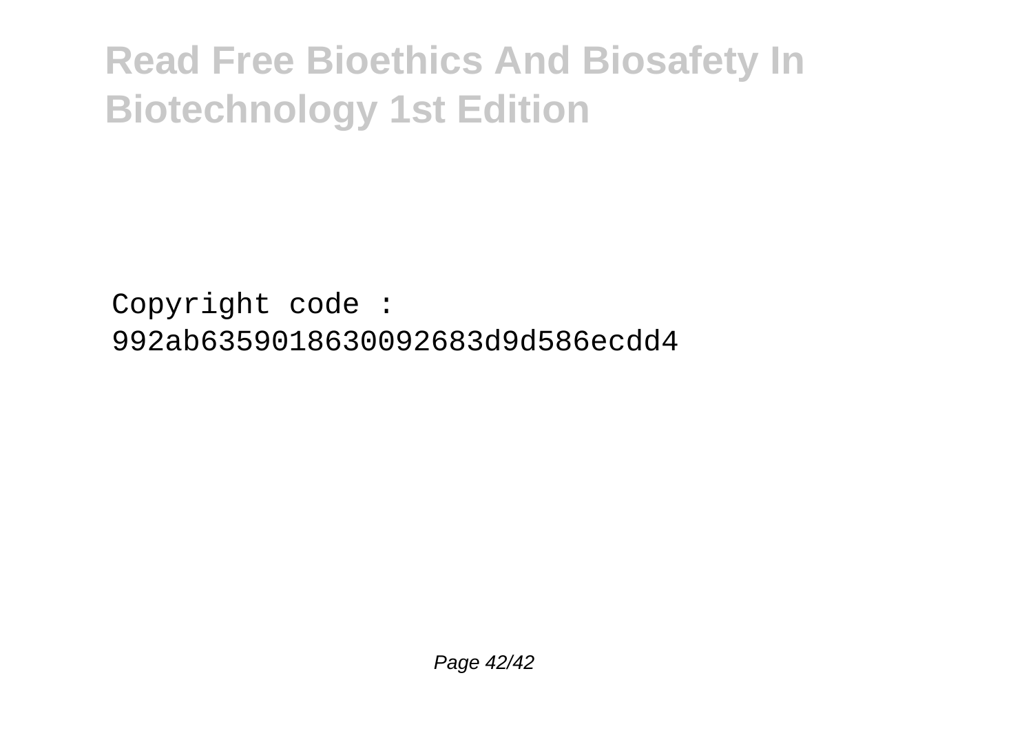Copyright code :
992ab63590186300926 83d9d586ecdd4

Copyright code :
992ab635901863009268 3d9d586ecdd4